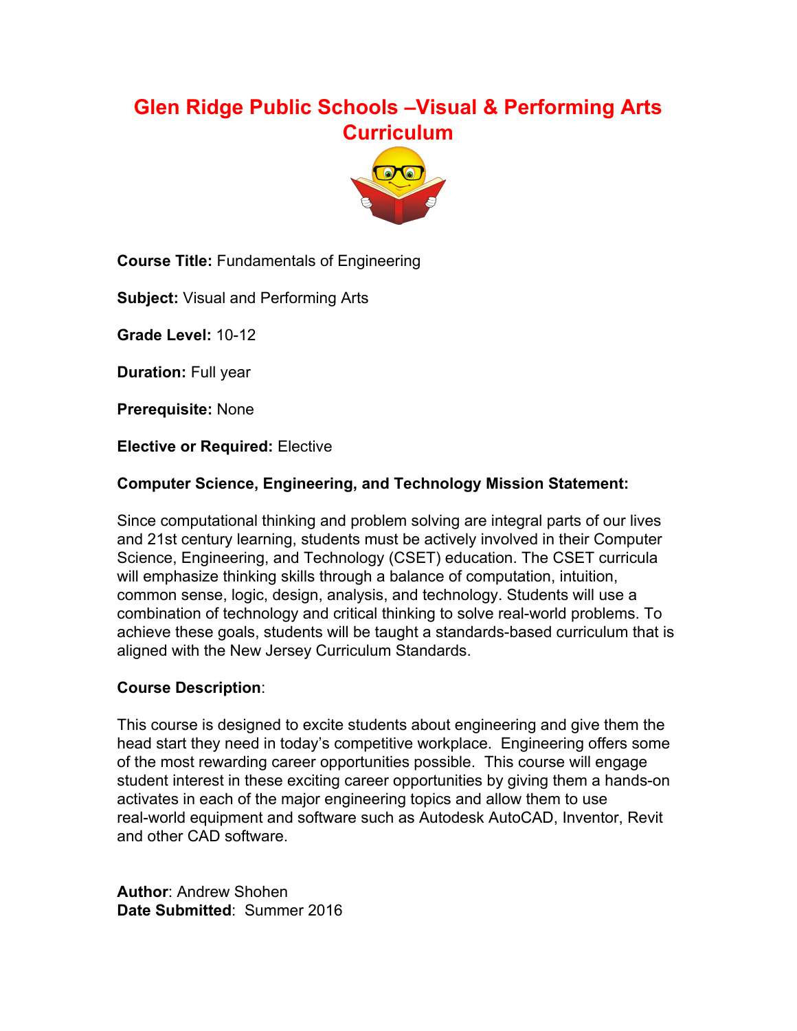# Glen Ridge Public Schools –Visual & Performing Arts Curriculum

**Course Title:** Fundamentals of Engineering

**Subject:** Visual and Performing Arts

**Grade Level:** 10-12

**Duration:** Full year

**Prerequisite:** None

**Elective or Required:** Elective

**Computer Science, Engineering, and Technology Mission Statement:**

Since computational thinking and problem solving are integral parts of our lives and 21st century learning, students must be actively involved in their Computer Science, Engineering, and Technology (CSET) education. The CSET curricula will emphasize thinking skills through a balance of computation, intuition, common sense, logic, design, analysis, and technology. Students will use a combination of technology and critical thinking to solve real-world problems. To achieve these goals, students will be taught a standards-based curriculum that is aligned with the New Jersey Curriculum Standards.

**Course Description**:

This course is designed to excite students about engineering and give them the head start they need in today's competitive workplace. Engineering offers some of the most rewarding career opportunities possible. This course will engage student interest in these exciting career opportunities by giving them a hands-on activates in each of the major engineering topics and allow them to use real-world equipment and software such as Autodesk AutoCAD, Inventor, Revit and other CAD software.

**Author**: Andrew Shohen
**Date Submitted**: Summer 2016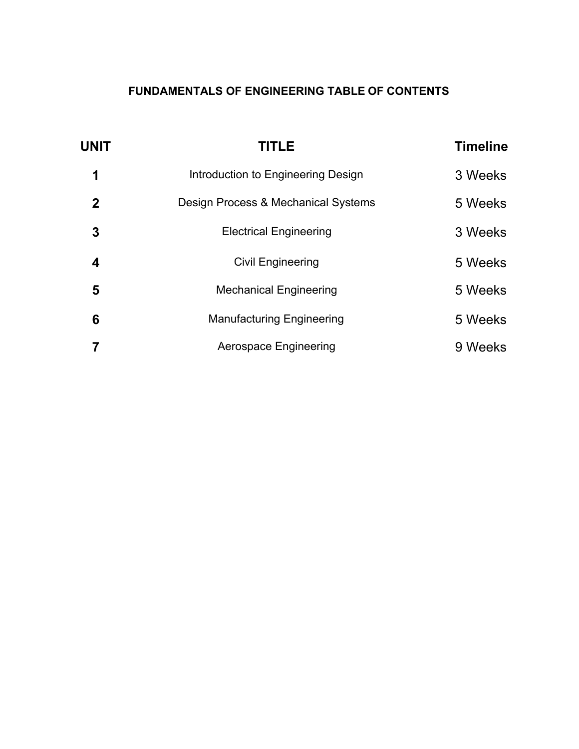# FUNDAMENTALS OF ENGINEERING TABLE OF CONTENTS

| UNIT | TITLE | Timeline |
| --- | --- | --- |
| 1 | Introduction to Engineering Design | 3 Weeks |
| 2 | Design Process & Mechanical Systems | 5 Weeks |
| 3 | Electrical Engineering | 3 Weeks |
| 4 | Civil Engineering | 5 Weeks |
| 5 | Mechanical Engineering | 5 Weeks |
| 6 | Manufacturing Engineering | 5 Weeks |
| 7 | Aerospace Engineering | 9 Weeks |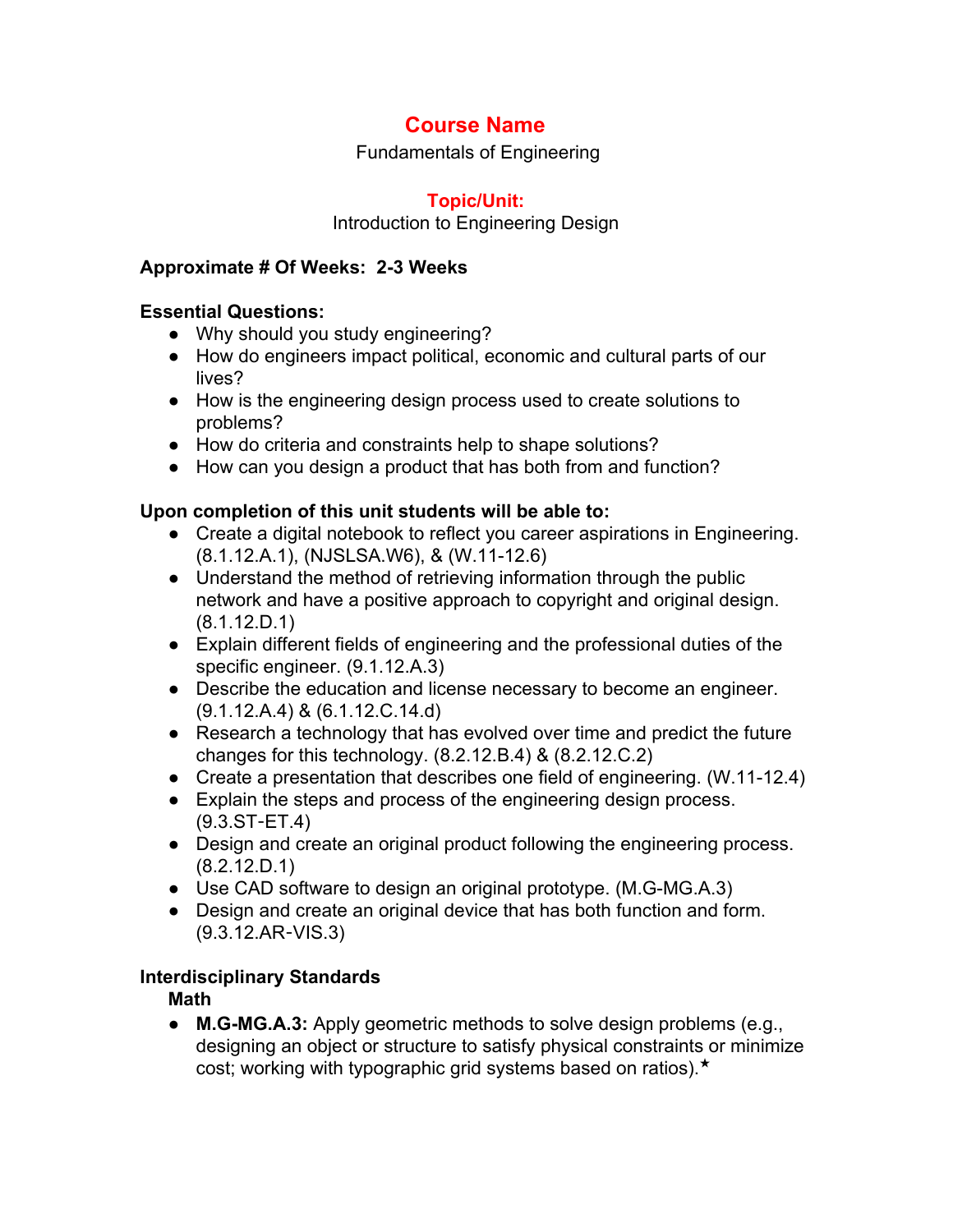# Course Name

Fundamentals of Engineering

## Topic/Unit:

Introduction to Engineering Design

**Approximate # Of Weeks: 2-3 Weeks**

**Essential Questions:**

- Why should you study engineering?
- How do engineers impact political, economic and cultural parts of our lives?
- How is the engineering design process used to create solutions to problems?
- How do criteria and constraints help to shape solutions?
- How can you design a product that has both from and function?

**Upon completion of this unit students will be able to:**

- Create a digital notebook to reflect you career aspirations in Engineering. (8.1.12.A.1), (NJSLSA.W6), & (W.11-12.6)
- Understand the method of retrieving information through the public network and have a positive approach to copyright and original design. (8.1.12.D.1)
- Explain different fields of engineering and the professional duties of the specific engineer. (9.1.12.A.3)
- Describe the education and license necessary to become an engineer. (9.1.12.A.4) & (6.1.12.C.14.d)
- Research a technology that has evolved over time and predict the future changes for this technology. (8.2.12.B.4) & (8.2.12.C.2)
- Create a presentation that describes one field of engineering. (W.11-12.4)
- Explain the steps and process of the engineering design process. (9.3.ST-ET.4)
- Design and create an original product following the engineering process. (8.2.12.D.1)
- Use CAD software to design an original prototype. (M.G-MG.A.3)
- Design and create an original device that has both function and form. (9.3.12.AR-VIS.3)

**Interdisciplinary Standards**

**Math**

- **M.G-MG.A.3:** Apply geometric methods to solve design problems (e.g., designing an object or structure to satisfy physical constraints or minimize cost; working with typographic grid systems based on ratios).★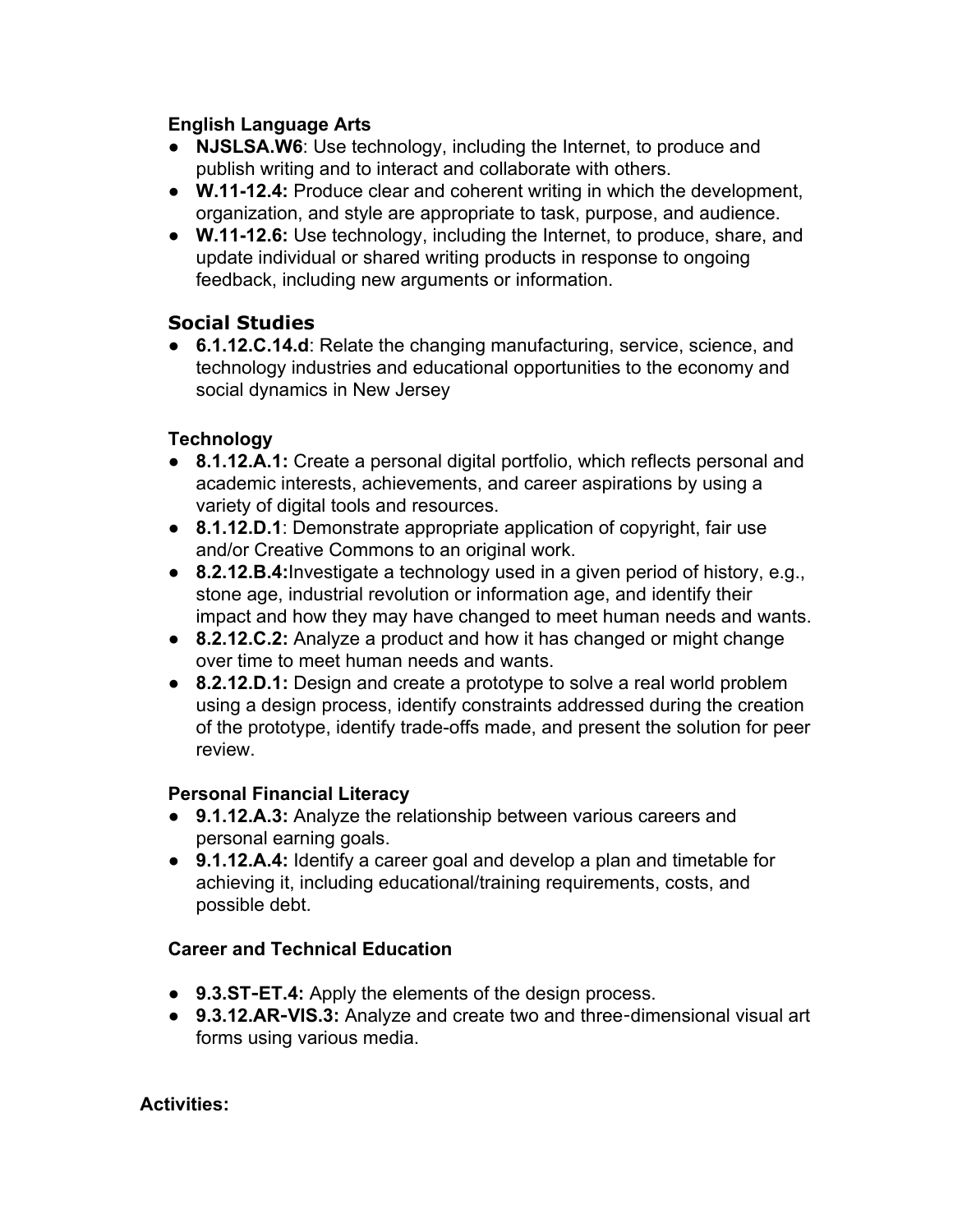**English Language Arts**

- **NJSLSA.W6**: Use technology, including the Internet, to produce and publish writing and to interact and collaborate with others.
- **W.11-12.4:** Produce clear and coherent writing in which the development, organization, and style are appropriate to task, purpose, and audience.
- **W.11-12.6:** Use technology, including the Internet, to produce, share, and update individual or shared writing products in response to ongoing feedback, including new arguments or information.

## Social Studies

- **6.1.12.C.14.d**: Relate the changing manufacturing, service, science, and technology industries and educational opportunities to the economy and social dynamics in New Jersey

**Technology**

- **8.1.12.A.1:** Create a personal digital portfolio, which reflects personal and academic interests, achievements, and career aspirations by using a variety of digital tools and resources.
- **8.1.12.D.1**: Demonstrate appropriate application of copyright, fair use and/or Creative Commons to an original work.
- **8.2.12.B.4:**Investigate a technology used in a given period of history, e.g., stone age, industrial revolution or information age, and identify their impact and how they may have changed to meet human needs and wants.
- **8.2.12.C.2:** Analyze a product and how it has changed or might change over time to meet human needs and wants.
- **8.2.12.D.1:** Design and create a prototype to solve a real world problem using a design process, identify constraints addressed during the creation of the prototype, identify trade-offs made, and present the solution for peer review.

**Personal Financial Literacy**

- **9.1.12.A.3:** Analyze the relationship between various careers and personal earning goals.
- **9.1.12.A.4:** Identify a career goal and develop a plan and timetable for achieving it, including educational/training requirements, costs, and possible debt.

**Career and Technical Education**

- **9.3.ST-ET.4:** Apply the elements of the design process.
- **9.3.12.AR-VIS.3:** Analyze and create two and three-dimensional visual art forms using various media.

**Activities:**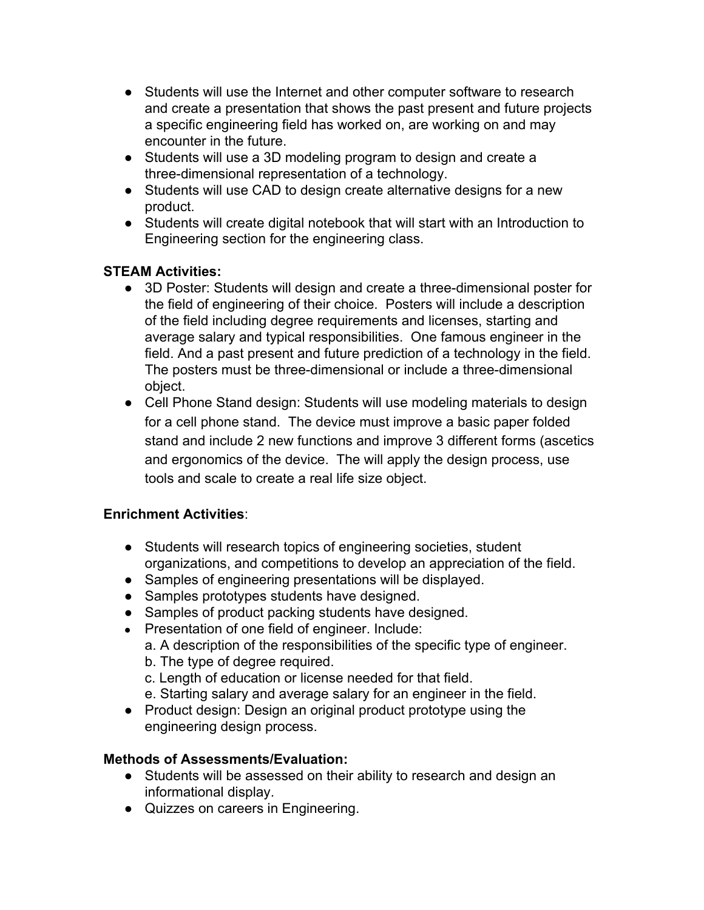- Students will use the Internet and other computer software to research and create a presentation that shows the past present and future projects a specific engineering field has worked on, are working on and may encounter in the future.
- Students will use a 3D modeling program to design and create a three-dimensional representation of a technology.
- Students will use CAD to design create alternative designs for a new product.
- Students will create digital notebook that will start with an Introduction to Engineering section for the engineering class.

**STEAM Activities:**

- 3D Poster: Students will design and create a three-dimensional poster for the field of engineering of their choice. Posters will include a description of the field including degree requirements and licenses, starting and average salary and typical responsibilities. One famous engineer in the field. And a past present and future prediction of a technology in the field. The posters must be three-dimensional or include a three-dimensional object.
- Cell Phone Stand design: Students will use modeling materials to design for a cell phone stand. The device must improve a basic paper folded stand and include 2 new functions and improve 3 different forms (ascetics and ergonomics of the device. The will apply the design process, use tools and scale to create a real life size object.

**Enrichment Activities**:

- Students will research topics of engineering societies, student organizations, and competitions to develop an appreciation of the field.
- Samples of engineering presentations will be displayed.
- Samples prototypes students have designed.
- Samples of product packing students have designed.
- Presentation of one field of engineer. Include:
  a. A description of the responsibilities of the specific type of engineer.
  b. The type of degree required.
  c. Length of education or license needed for that field.
  e. Starting salary and average salary for an engineer in the field.
- Product design: Design an original product prototype using the engineering design process.

**Methods of Assessments/Evaluation:**

- Students will be assessed on their ability to research and design an informational display.
- Quizzes on careers in Engineering.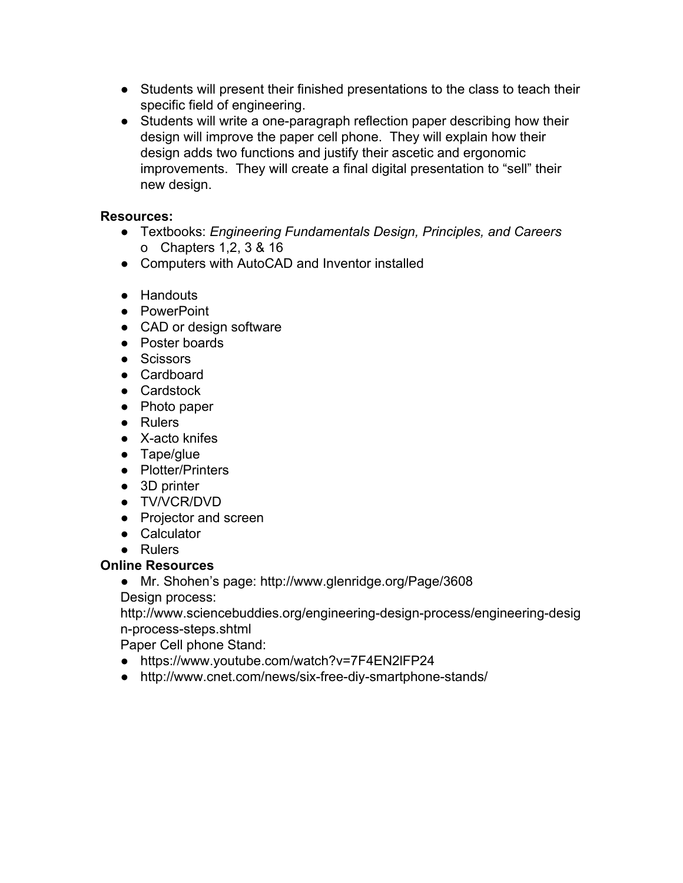- Students will present their finished presentations to the class to teach their specific field of engineering.
- Students will write a one-paragraph reflection paper describing how their design will improve the paper cell phone. They will explain how their design adds two functions and justify their ascetic and ergonomic improvements. They will create a final digital presentation to "sell" their new design.

**Resources:**

- Textbooks: *Engineering Fundamentals Design, Principles, and Careers*
  - Chapters 1,2, 3 & 16
- Computers with AutoCAD and Inventor installed

- Handouts
- PowerPoint
- CAD or design software
- Poster boards
- Scissors
- Cardboard
- Cardstock
- Photo paper
- Rulers
- X-acto knifes
- Tape/glue
- Plotter/Printers
- 3D printer
- TV/VCR/DVD
- Projector and screen
- Calculator
- Rulers

**Online Resources**

- Mr. Shohen's page: http://www.glenridge.org/Page/3608

Design process:
http://www.sciencebuddies.org/engineering-design-process/engineering-design-process-steps.shtml

Paper Cell phone Stand:

- https://www.youtube.com/watch?v=7F4EN2lFP24
- http://www.cnet.com/news/six-free-diy-smartphone-stands/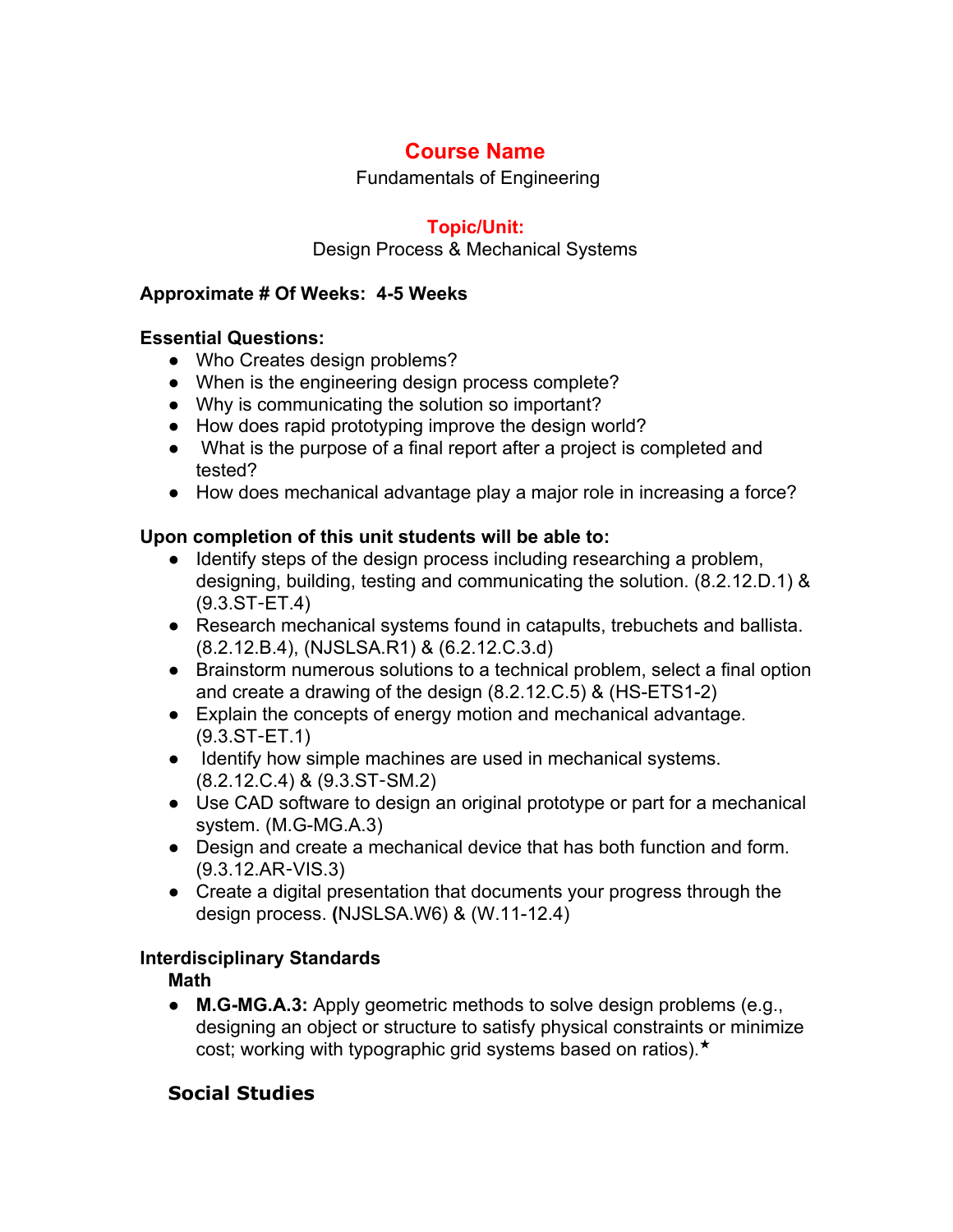## Course Name

Fundamentals of Engineering

### Topic/Unit:

Design Process & Mechanical Systems

**Approximate # Of Weeks: 4-5 Weeks**

**Essential Questions:**

- Who Creates design problems?
- When is the engineering design process complete?
- Why is communicating the solution so important?
- How does rapid prototyping improve the design world?
- What is the purpose of a final report after a project is completed and tested?
- How does mechanical advantage play a major role in increasing a force?

**Upon completion of this unit students will be able to:**

- Identify steps of the design process including researching a problem, designing, building, testing and communicating the solution. (8.2.12.D.1) & (9.3.ST-ET.4)
- Research mechanical systems found in catapults, trebuchets and ballista. (8.2.12.B.4), (NJSLSA.R1) & (6.2.12.C.3.d)
- Brainstorm numerous solutions to a technical problem, select a final option and create a drawing of the design (8.2.12.C.5) & (HS-ETS1-2)
- Explain the concepts of energy motion and mechanical advantage. (9.3.ST-ET.1)
- Identify how simple machines are used in mechanical systems. (8.2.12.C.4) & (9.3.ST-SM.2)
- Use CAD software to design an original prototype or part for a mechanical system. (M.G-MG.A.3)
- Design and create a mechanical device that has both function and form. (9.3.12.AR-VIS.3)
- Create a digital presentation that documents your progress through the design process. **(**NJSLSA.W6) & (W.11-12.4)

**Interdisciplinary Standards**

**Math**

- **M.G-MG.A.3:** Apply geometric methods to solve design problems (e.g., designing an object or structure to satisfy physical constraints or minimize cost; working with typographic grid systems based on ratios).★

**Social Studies**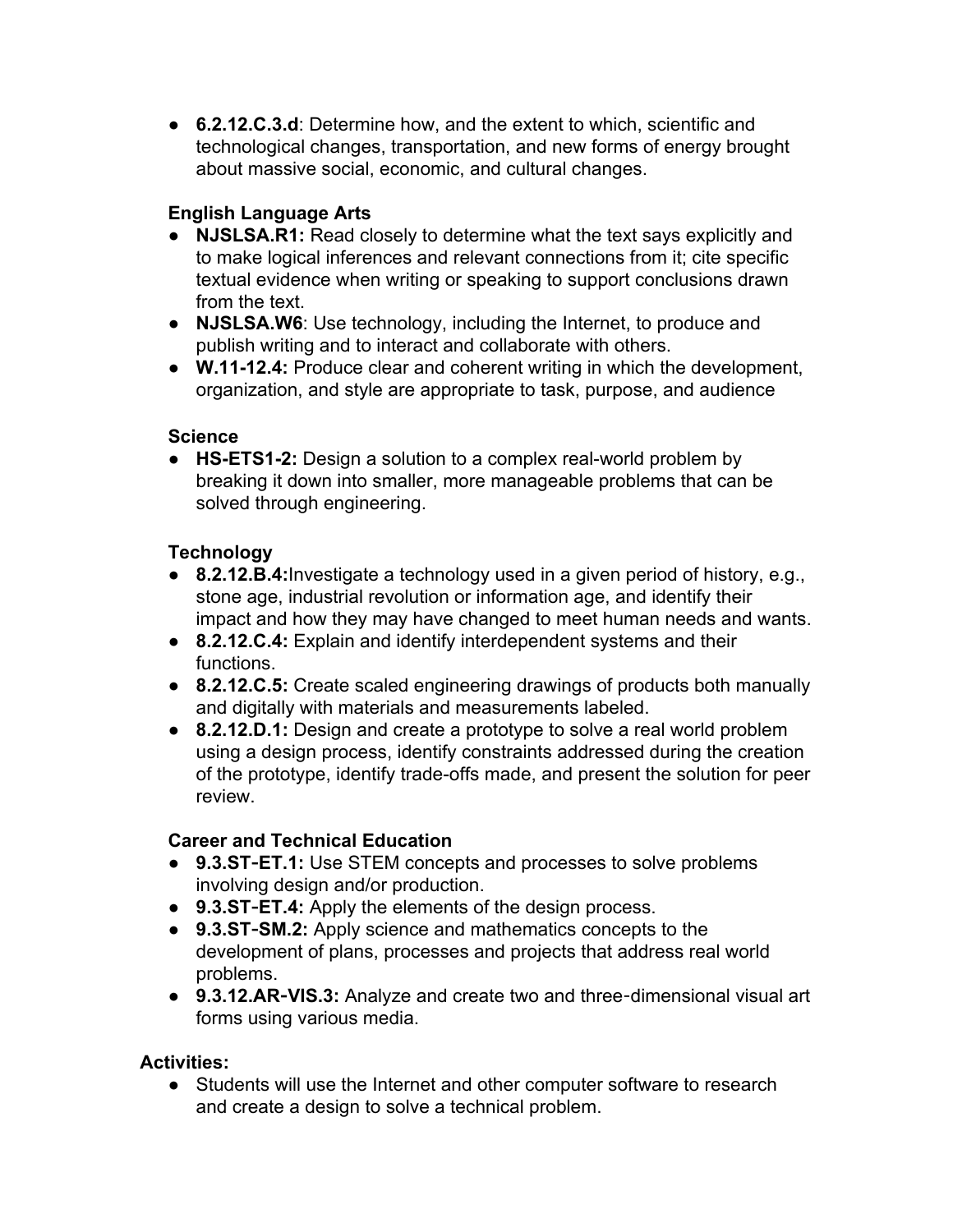- **6.2.12.C.3.d**: Determine how, and the extent to which, scientific and technological changes, transportation, and new forms of energy brought about massive social, economic, and cultural changes.

**English Language Arts**

- **NJSLSA.R1:** Read closely to determine what the text says explicitly and to make logical inferences and relevant connections from it; cite specific textual evidence when writing or speaking to support conclusions drawn from the text.
- **NJSLSA.W6**: Use technology, including the Internet, to produce and publish writing and to interact and collaborate with others.
- **W.11-12.4:** Produce clear and coherent writing in which the development, organization, and style are appropriate to task, purpose, and audience

**Science**

- **HS-ETS1-2:** Design a solution to a complex real-world problem by breaking it down into smaller, more manageable problems that can be solved through engineering.

**Technology**

- **8.2.12.B.4:**Investigate a technology used in a given period of history, e.g., stone age, industrial revolution or information age, and identify their impact and how they may have changed to meet human needs and wants.
- **8.2.12.C.4:** Explain and identify interdependent systems and their functions.
- **8.2.12.C.5:** Create scaled engineering drawings of products both manually and digitally with materials and measurements labeled.
- **8.2.12.D.1:** Design and create a prototype to solve a real world problem using a design process, identify constraints addressed during the creation of the prototype, identify trade-offs made, and present the solution for peer review.

**Career and Technical Education**

- **9.3.ST‐ET.1:** Use STEM concepts and processes to solve problems involving design and/or production.
- **9.3.ST‐ET.4:** Apply the elements of the design process.
- **9.3.ST‐SM.2:** Apply science and mathematics concepts to the development of plans, processes and projects that address real world problems.
- **9.3.12.AR‐VIS.3:** Analyze and create two and three‐dimensional visual art forms using various media.

**Activities:**

- Students will use the Internet and other computer software to research and create a design to solve a technical problem.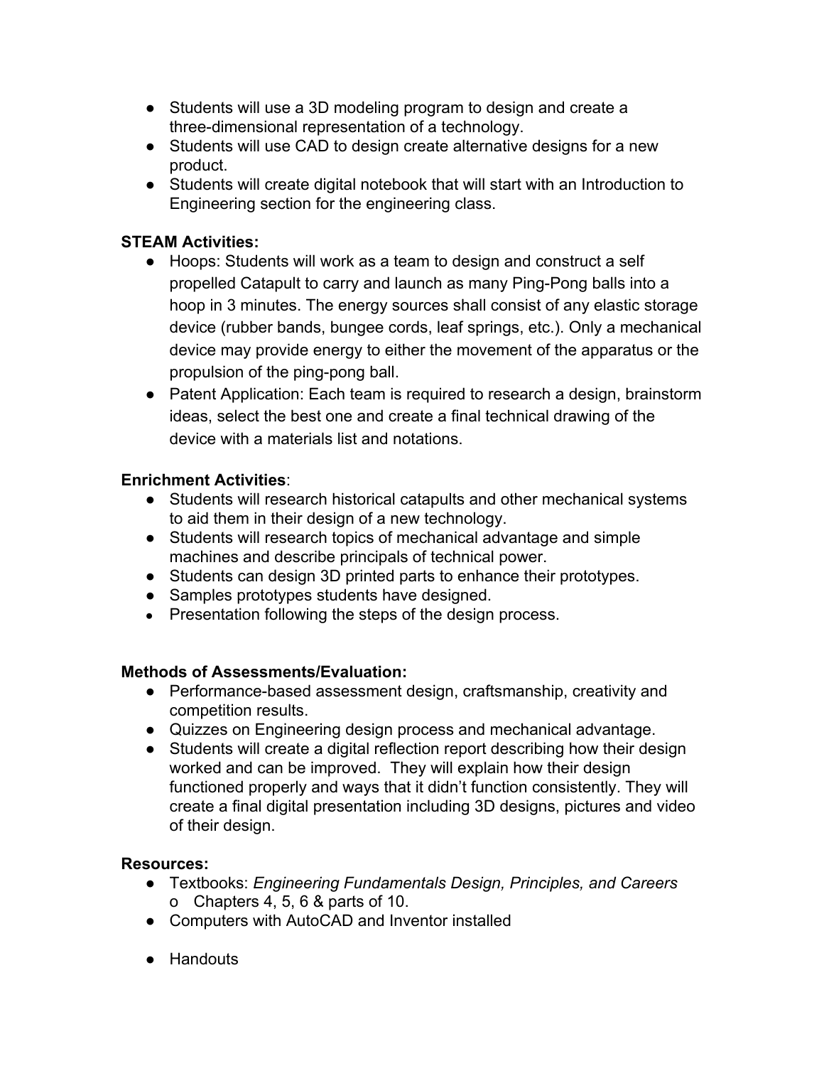- Students will use a 3D modeling program to design and create a three-dimensional representation of a technology.
- Students will use CAD to design create alternative designs for a new product.
- Students will create digital notebook that will start with an Introduction to Engineering section for the engineering class.

**STEAM Activities:**

- Hoops: Students will work as a team to design and construct a self propelled Catapult to carry and launch as many Ping-Pong balls into a hoop in 3 minutes. The energy sources shall consist of any elastic storage device (rubber bands, bungee cords, leaf springs, etc.). Only a mechanical device may provide energy to either the movement of the apparatus or the propulsion of the ping-pong ball.
- Patent Application: Each team is required to research a design, brainstorm ideas, select the best one and create a final technical drawing of the device with a materials list and notations.

**Enrichment Activities**:

- Students will research historical catapults and other mechanical systems to aid them in their design of a new technology.
- Students will research topics of mechanical advantage and simple machines and describe principals of technical power.
- Students can design 3D printed parts to enhance their prototypes.
- Samples prototypes students have designed.
- Presentation following the steps of the design process.

**Methods of Assessments/Evaluation:**

- Performance-based assessment design, craftsmanship, creativity and competition results.
- Quizzes on Engineering design process and mechanical advantage.
- Students will create a digital reflection report describing how their design worked and can be improved. They will explain how their design functioned properly and ways that it didn't function consistently. They will create a final digital presentation including 3D designs, pictures and video of their design.

**Resources:**

- Textbooks: *Engineering Fundamentals Design, Principles, and Careers*
  - Chapters 4, 5, 6 & parts of 10.
- Computers with AutoCAD and Inventor installed
- Handouts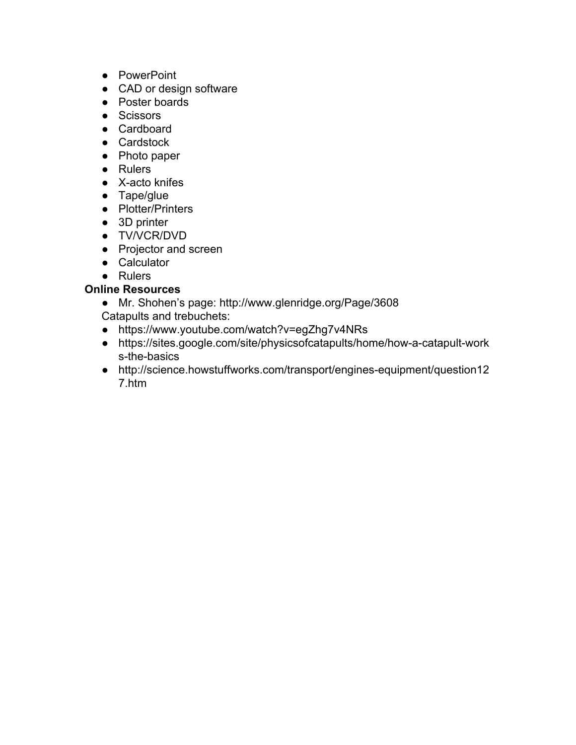- PowerPoint
- CAD or design software
- Poster boards
- Scissors
- Cardboard
- Cardstock
- Photo paper
- Rulers
- X-acto knifes
- Tape/glue
- Plotter/Printers
- 3D printer
- TV/VCR/DVD
- Projector and screen
- Calculator
- Rulers

**Online Resources**

- Mr. Shohen's page: http://www.glenridge.org/Page/3608

Catapults and trebuchets:

- https://www.youtube.com/watch?v=egZhg7v4NRs
- https://sites.google.com/site/physicsofcatapults/home/how-a-catapult-works-the-basics
- http://science.howstuffworks.com/transport/engines-equipment/question127.htm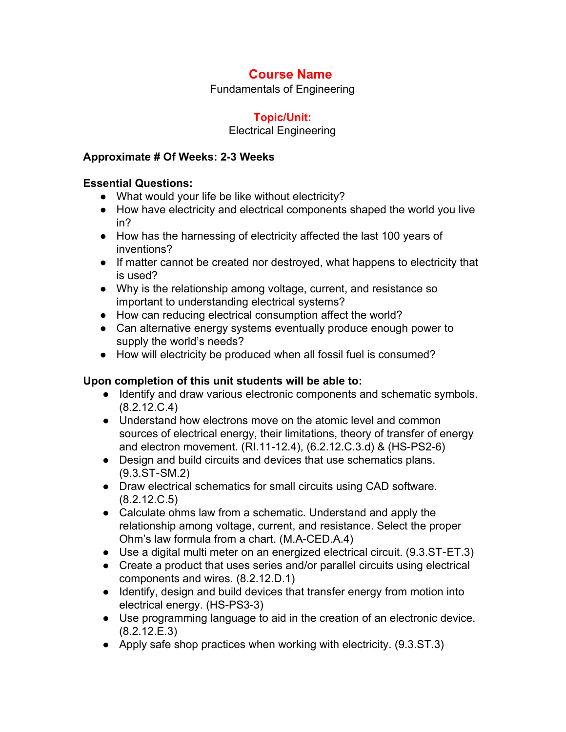## Course Name

Fundamentals of Engineering

### Topic/Unit:

Electrical Engineering

**Approximate # Of Weeks: 2-3 Weeks**

**Essential Questions:**

- What would your life be like without electricity?
- How have electricity and electrical components shaped the world you live in?
- How has the harnessing of electricity affected the last 100 years of inventions?
- If matter cannot be created nor destroyed, what happens to electricity that is used?
- Why is the relationship among voltage, current, and resistance so important to understanding electrical systems?
- How can reducing electrical consumption affect the world?
- Can alternative energy systems eventually produce enough power to supply the world's needs?
- How will electricity be produced when all fossil fuel is consumed?

**Upon completion of this unit students will be able to:**

- Identify and draw various electronic components and schematic symbols. (8.2.12.C.4)
- Understand how electrons move on the atomic level and common sources of electrical energy, their limitations, theory of transfer of energy and electron movement. (RI.11-12.4), (6.2.12.C.3.d) & (HS-PS2-6)
- Design and build circuits and devices that use schematics plans. (9.3.ST-SM.2)
- Draw electrical schematics for small circuits using CAD software. (8.2.12.C.5)
- Calculate ohms law from a schematic. Understand and apply the relationship among voltage, current, and resistance. Select the proper Ohm's law formula from a chart. (M.A-CED.A.4)
- Use a digital multi meter on an energized electrical circuit. (9.3.ST-ET.3)
- Create a product that uses series and/or parallel circuits using electrical components and wires. (8.2.12.D.1)
- Identify, design and build devices that transfer energy from motion into electrical energy. (HS-PS3-3)
- Use programming language to aid in the creation of an electronic device. (8.2.12.E.3)
- Apply safe shop practices when working with electricity. (9.3.ST.3)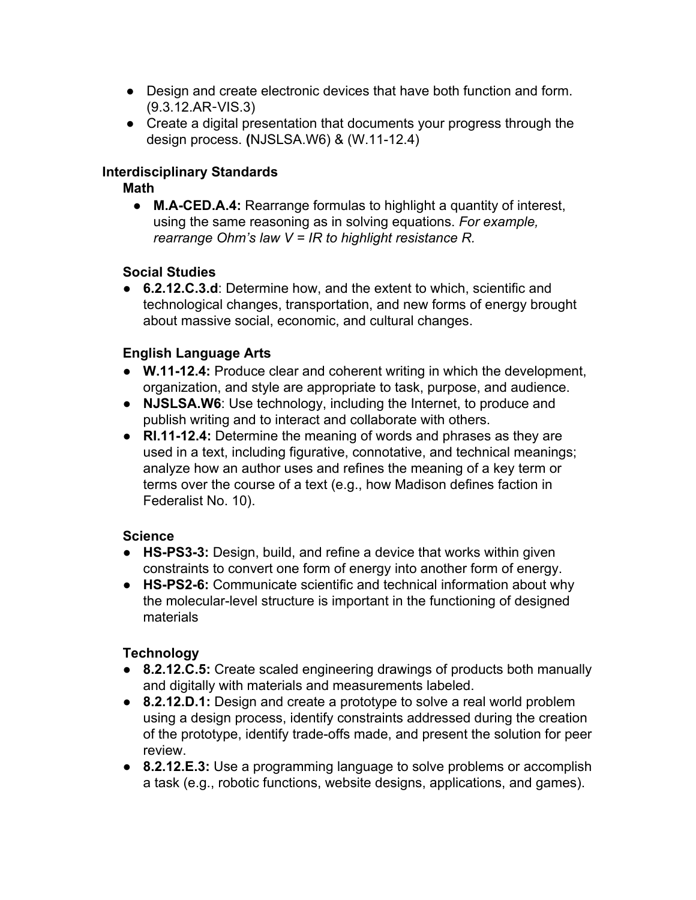- Design and create electronic devices that have both function and form. (9.3.12.AR-VIS.3)
- Create a digital presentation that documents your progress through the design process. **(**NJSLSA.W6) & (W.11-12.4)

**Interdisciplinary Standards**

**Math**

- **M.A-CED.A.4:** Rearrange formulas to highlight a quantity of interest, using the same reasoning as in solving equations. *For example, rearrange Ohm's law V = IR to highlight resistance R.*

**Social Studies**

- **6.2.12.C.3.d**: Determine how, and the extent to which, scientific and technological changes, transportation, and new forms of energy brought about massive social, economic, and cultural changes.

**English Language Arts**

- **W.11-12.4:** Produce clear and coherent writing in which the development, organization, and style are appropriate to task, purpose, and audience.
- **NJSLSA.W6**: Use technology, including the Internet, to produce and publish writing and to interact and collaborate with others.
- **RI.11-12.4:** Determine the meaning of words and phrases as they are used in a text, including figurative, connotative, and technical meanings; analyze how an author uses and refines the meaning of a key term or terms over the course of a text (e.g., how Madison defines faction in Federalist No. 10).

**Science**

- **HS-PS3-3:** Design, build, and refine a device that works within given constraints to convert one form of energy into another form of energy.
- **HS-PS2-6:** Communicate scientific and technical information about why the molecular-level structure is important in the functioning of designed materials

**Technology**

- **8.2.12.C.5:** Create scaled engineering drawings of products both manually and digitally with materials and measurements labeled.
- **8.2.12.D.1:** Design and create a prototype to solve a real world problem using a design process, identify constraints addressed during the creation of the prototype, identify trade-offs made, and present the solution for peer review.
- **8.2.12.E.3:** Use a programming language to solve problems or accomplish a task (e.g., robotic functions, website designs, applications, and games).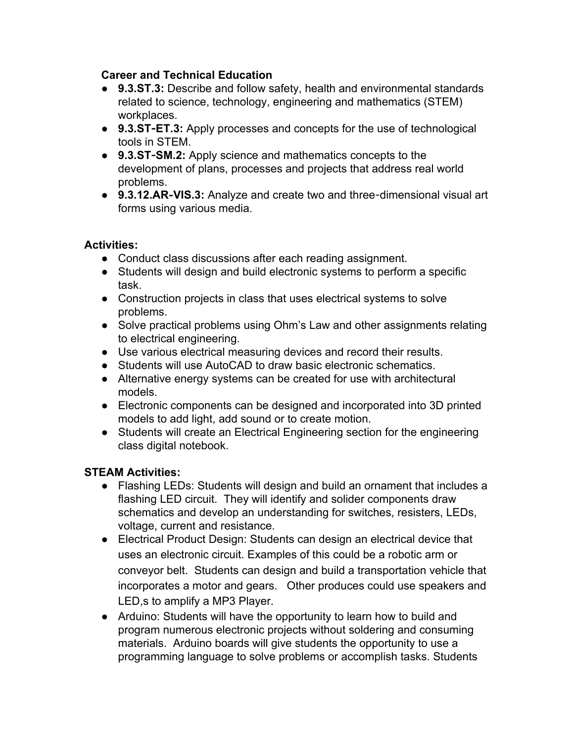**Career and Technical Education**

- **9.3.ST.3:** Describe and follow safety, health and environmental standards related to science, technology, engineering and mathematics (STEM) workplaces.
- **9.3.ST-ET.3:** Apply processes and concepts for the use of technological tools in STEM.
- **9.3.ST-SM.2:** Apply science and mathematics concepts to the development of plans, processes and projects that address real world problems.
- **9.3.12.AR-VIS.3:** Analyze and create two and three-dimensional visual art forms using various media.

**Activities:**

- Conduct class discussions after each reading assignment.
- Students will design and build electronic systems to perform a specific task.
- Construction projects in class that uses electrical systems to solve problems.
- Solve practical problems using Ohm's Law and other assignments relating to electrical engineering.
- Use various electrical measuring devices and record their results.
- Students will use AutoCAD to draw basic electronic schematics.
- Alternative energy systems can be created for use with architectural models.
- Electronic components can be designed and incorporated into 3D printed models to add light, add sound or to create motion.
- Students will create an Electrical Engineering section for the engineering class digital notebook.

**STEAM Activities:**

- Flashing LEDs: Students will design and build an ornament that includes a flashing LED circuit. They will identify and solider components draw schematics and develop an understanding for switches, resisters, LEDs, voltage, current and resistance.
- Electrical Product Design: Students can design an electrical device that uses an electronic circuit. Examples of this could be a robotic arm or conveyor belt. Students can design and build a transportation vehicle that incorporates a motor and gears. Other produces could use speakers and LED,s to amplify a MP3 Player.
- Arduino: Students will have the opportunity to learn how to build and program numerous electronic projects without soldering and consuming materials. Arduino boards will give students the opportunity to use a programming language to solve problems or accomplish tasks. Students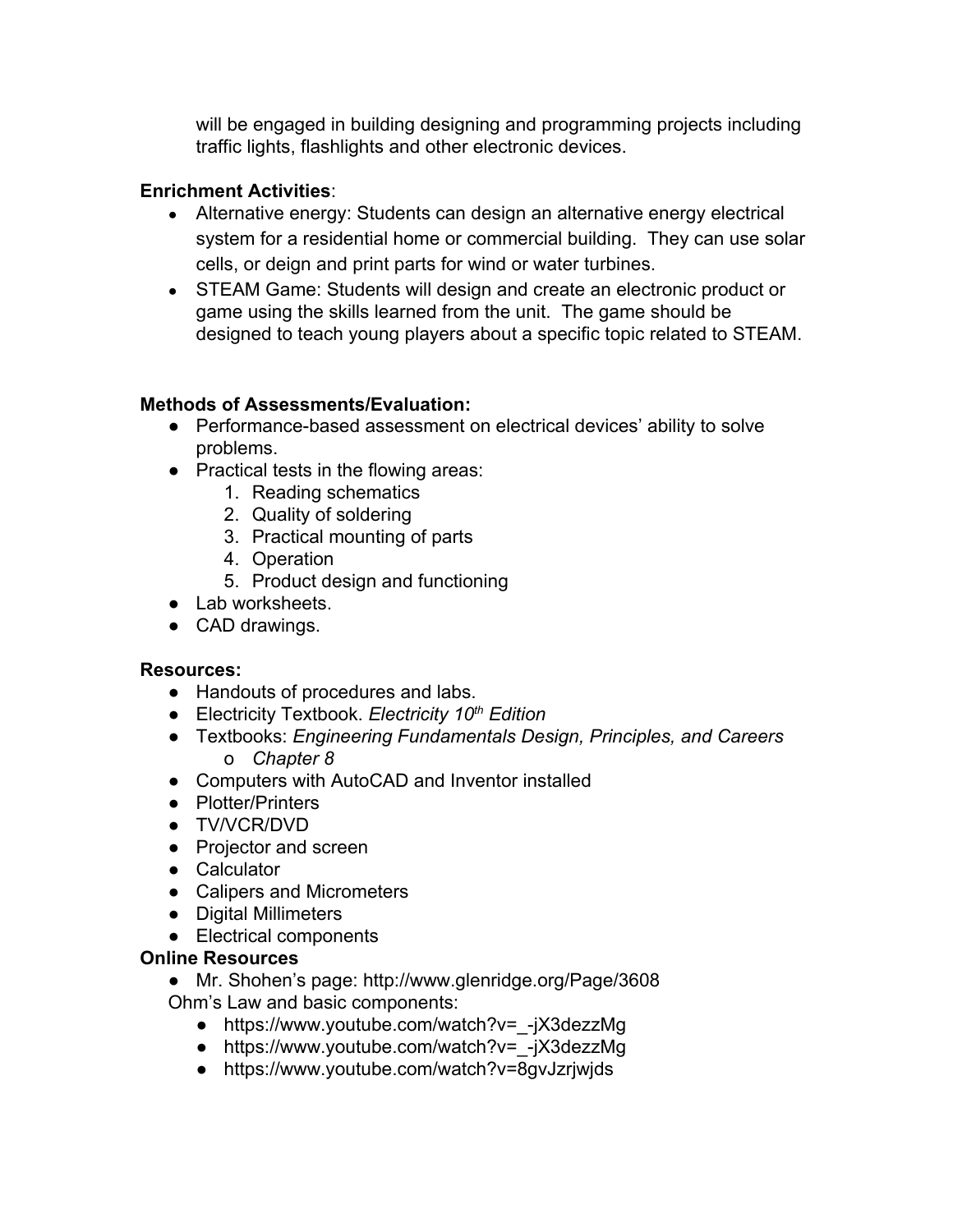will be engaged in building designing and programming projects including traffic lights, flashlights and other electronic devices.

**Enrichment Activities**:

- Alternative energy: Students can design an alternative energy electrical system for a residential home or commercial building. They can use solar cells, or deign and print parts for wind or water turbines.
- STEAM Game: Students will design and create an electronic product or game using the skills learned from the unit. The game should be designed to teach young players about a specific topic related to STEAM.

**Methods of Assessments/Evaluation:**

- Performance-based assessment on electrical devices' ability to solve problems.
- Practical tests in the flowing areas:
    1. Reading schematics
    2. Quality of soldering
    3. Practical mounting of parts
    4. Operation
    5. Product design and functioning
- Lab worksheets.
- CAD drawings.

**Resources:**

- Handouts of procedures and labs.
- Electricity Textbook. *Electricity 10th Edition*
- Textbooks: *Engineering Fundamentals Design, Principles, and Careers*
    - *Chapter 8*
- Computers with AutoCAD and Inventor installed
- Plotter/Printers
- TV/VCR/DVD
- Projector and screen
- Calculator
- Calipers and Micrometers
- Digital Millimeters
- Electrical components

**Online Resources**

- Mr. Shohen's page: http://www.glenridge.org/Page/3608

Ohm's Law and basic components:

- https://www.youtube.com/watch?v=_-jX3dezzMg
- https://www.youtube.com/watch?v=_-jX3dezzMg
- https://www.youtube.com/watch?v=8gvJzrjwjds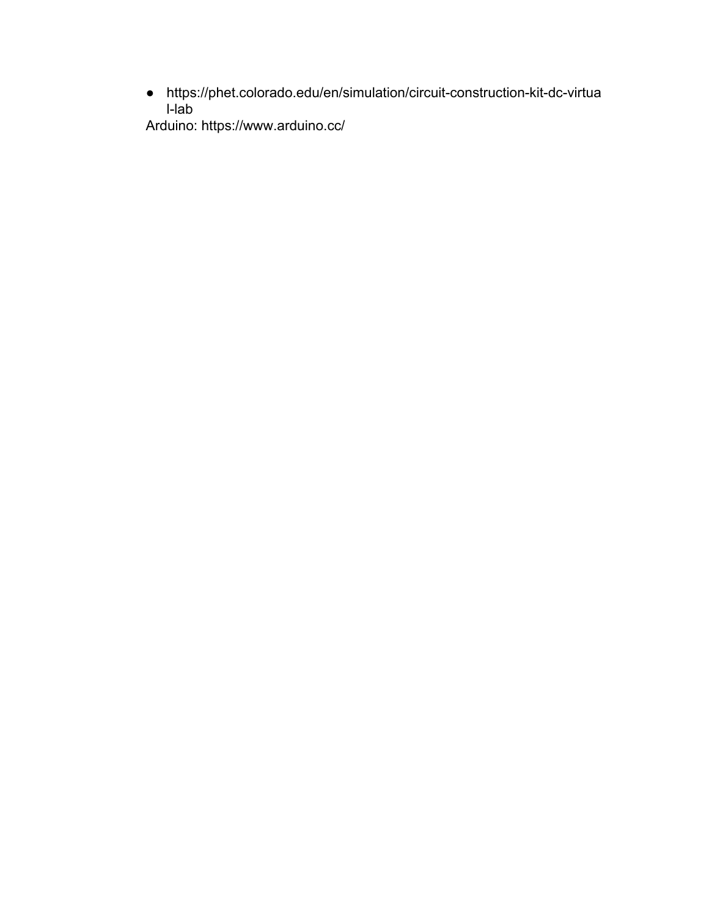- https://phet.colorado.edu/en/simulation/circuit-construction-kit-dc-virtual-lab

Arduino: https://www.arduino.cc/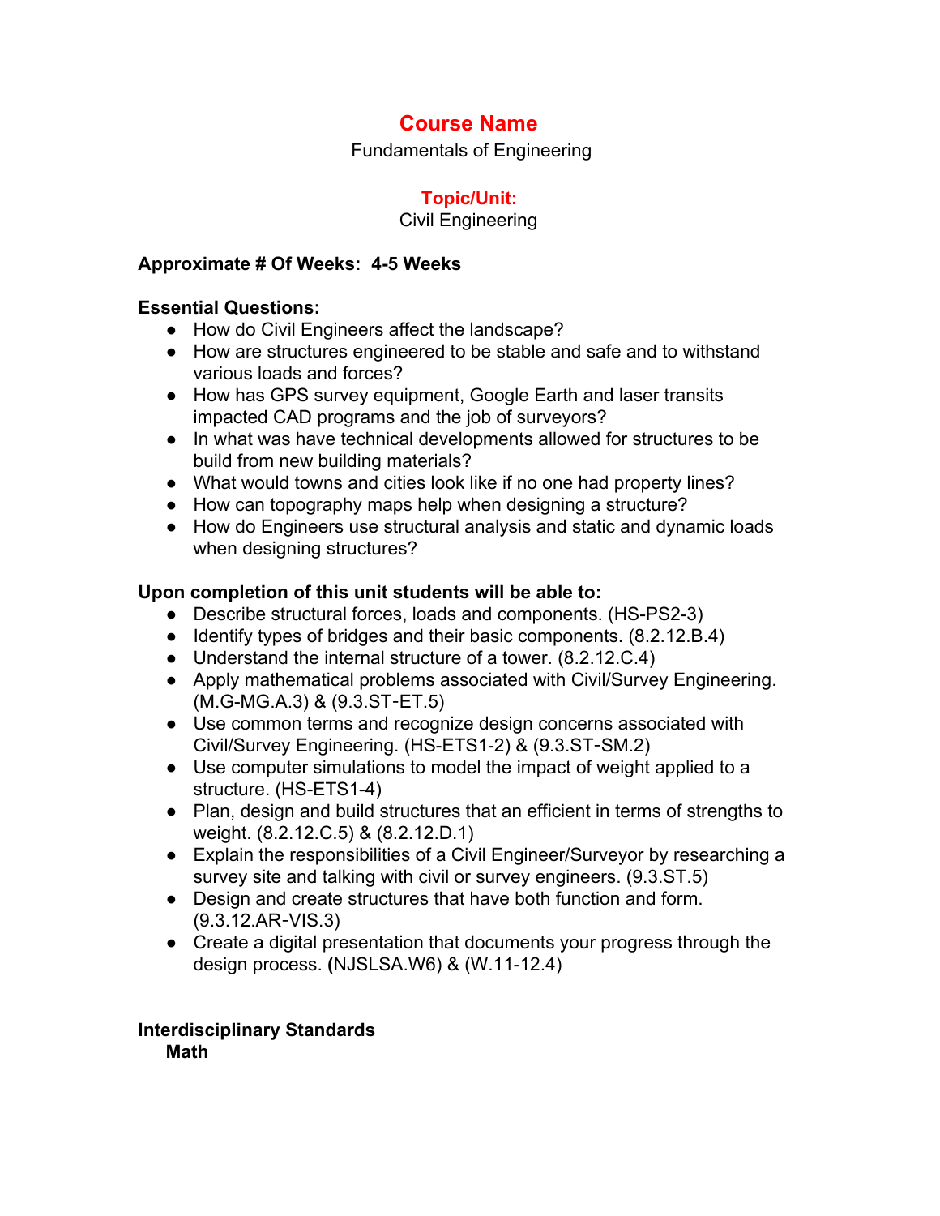## Course Name

Fundamentals of Engineering

### Topic/Unit:

Civil Engineering

**Approximate # Of Weeks: 4-5 Weeks**

**Essential Questions:**

- How do Civil Engineers affect the landscape?
- How are structures engineered to be stable and safe and to withstand various loads and forces?
- How has GPS survey equipment, Google Earth and laser transits impacted CAD programs and the job of surveyors?
- In what was have technical developments allowed for structures to be build from new building materials?
- What would towns and cities look like if no one had property lines?
- How can topography maps help when designing a structure?
- How do Engineers use structural analysis and static and dynamic loads when designing structures?

**Upon completion of this unit students will be able to:**

- Describe structural forces, loads and components. (HS-PS2-3)
- Identify types of bridges and their basic components. (8.2.12.B.4)
- Understand the internal structure of a tower. (8.2.12.C.4)
- Apply mathematical problems associated with Civil/Survey Engineering. (M.G-MG.A.3) & (9.3.ST-ET.5)
- Use common terms and recognize design concerns associated with Civil/Survey Engineering. (HS-ETS1-2) & (9.3.ST-SM.2)
- Use computer simulations to model the impact of weight applied to a structure. (HS-ETS1-4)
- Plan, design and build structures that an efficient in terms of strengths to weight. (8.2.12.C.5) & (8.2.12.D.1)
- Explain the responsibilities of a Civil Engineer/Surveyor by researching a survey site and talking with civil or survey engineers. (9.3.ST.5)
- Design and create structures that have both function and form. (9.3.12.AR-VIS.3)
- Create a digital presentation that documents your progress through the design process. **(**NJSLSA.W6) & (W.11-12.4)

**Interdisciplinary Standards**

**Math**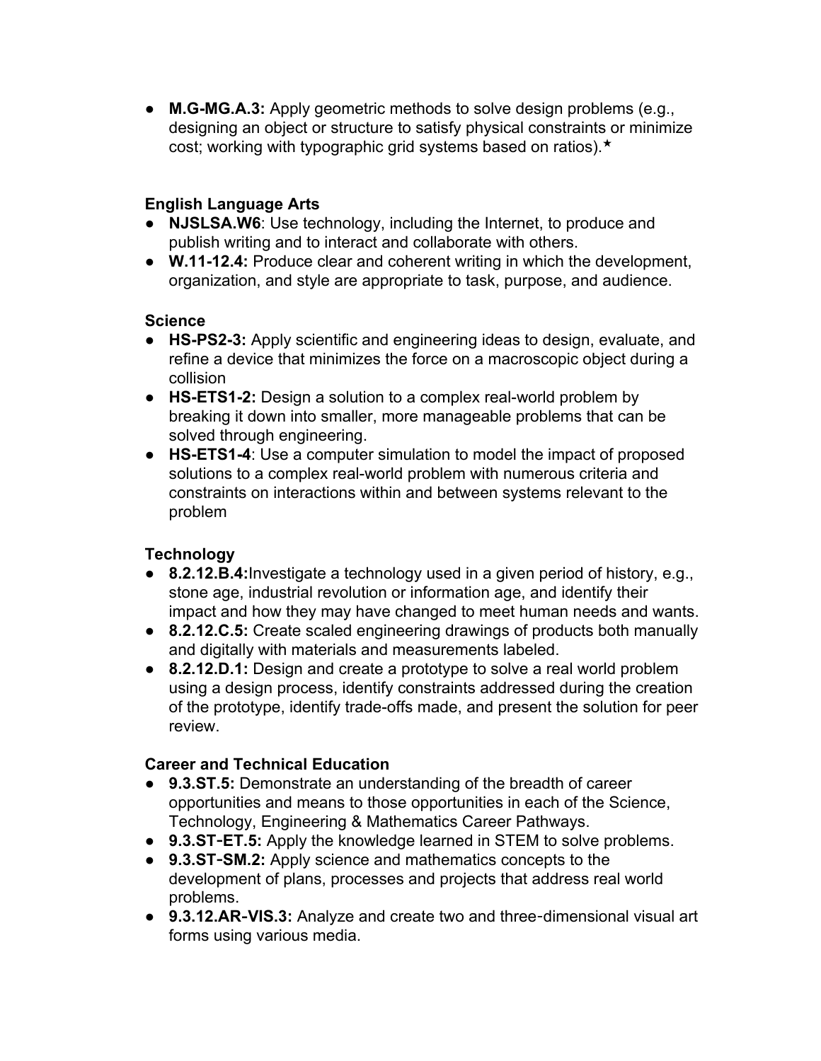- **M.G-MG.A.3:** Apply geometric methods to solve design problems (e.g., designing an object or structure to satisfy physical constraints or minimize cost; working with typographic grid systems based on ratios).★

**English Language Arts**
- **NJSLSA.W6**: Use technology, including the Internet, to produce and publish writing and to interact and collaborate with others.
- **W.11-12.4:** Produce clear and coherent writing in which the development, organization, and style are appropriate to task, purpose, and audience.

**Science**
- **HS-PS2-3:** Apply scientific and engineering ideas to design, evaluate, and refine a device that minimizes the force on a macroscopic object during a collision
- **HS-ETS1-2:** Design a solution to a complex real-world problem by breaking it down into smaller, more manageable problems that can be solved through engineering.
- **HS-ETS1-4**: Use a computer simulation to model the impact of proposed solutions to a complex real-world problem with numerous criteria and constraints on interactions within and between systems relevant to the problem

**Technology**
- **8.2.12.B.4:**Investigate a technology used in a given period of history, e.g., stone age, industrial revolution or information age, and identify their impact and how they may have changed to meet human needs and wants.
- **8.2.12.C.5:** Create scaled engineering drawings of products both manually and digitally with materials and measurements labeled.
- **8.2.12.D.1:** Design and create a prototype to solve a real world problem using a design process, identify constraints addressed during the creation of the prototype, identify trade-offs made, and present the solution for peer review.

**Career and Technical Education**
- **9.3.ST.5:** Demonstrate an understanding of the breadth of career opportunities and means to those opportunities in each of the Science, Technology, Engineering & Mathematics Career Pathways.
- **9.3.ST-ET.5:** Apply the knowledge learned in STEM to solve problems.
- **9.3.ST-SM.2:** Apply science and mathematics concepts to the development of plans, processes and projects that address real world problems.
- **9.3.12.AR-VIS.3:** Analyze and create two and three-dimensional visual art forms using various media.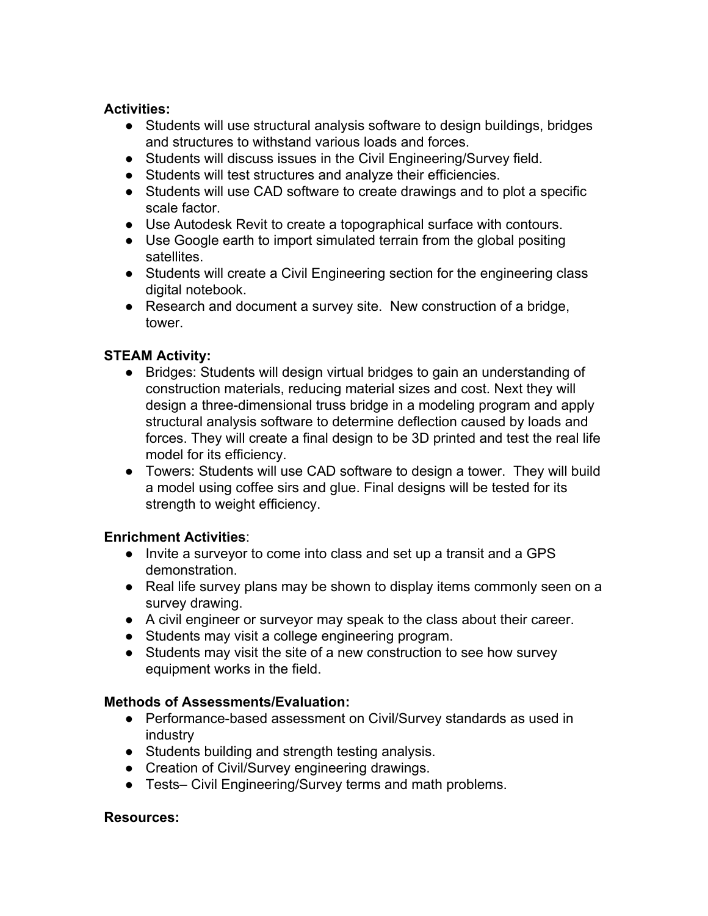**Activities:**

- Students will use structural analysis software to design buildings, bridges and structures to withstand various loads and forces.
- Students will discuss issues in the Civil Engineering/Survey field.
- Students will test structures and analyze their efficiencies.
- Students will use CAD software to create drawings and to plot a specific scale factor.
- Use Autodesk Revit to create a topographical surface with contours.
- Use Google earth to import simulated terrain from the global positing satellites.
- Students will create a Civil Engineering section for the engineering class digital notebook.
- Research and document a survey site. New construction of a bridge, tower.

**STEAM Activity:**

- Bridges: Students will design virtual bridges to gain an understanding of construction materials, reducing material sizes and cost. Next they will design a three-dimensional truss bridge in a modeling program and apply structural analysis software to determine deflection caused by loads and forces. They will create a final design to be 3D printed and test the real life model for its efficiency.
- Towers: Students will use CAD software to design a tower. They will build a model using coffee sirs and glue. Final designs will be tested for its strength to weight efficiency.

**Enrichment Activities**:

- Invite a surveyor to come into class and set up a transit and a GPS demonstration.
- Real life survey plans may be shown to display items commonly seen on a survey drawing.
- A civil engineer or surveyor may speak to the class about their career.
- Students may visit a college engineering program.
- Students may visit the site of a new construction to see how survey equipment works in the field.

**Methods of Assessments/Evaluation:**

- Performance-based assessment on Civil/Survey standards as used in industry
- Students building and strength testing analysis.
- Creation of Civil/Survey engineering drawings.
- Tests– Civil Engineering/Survey terms and math problems.

**Resources:**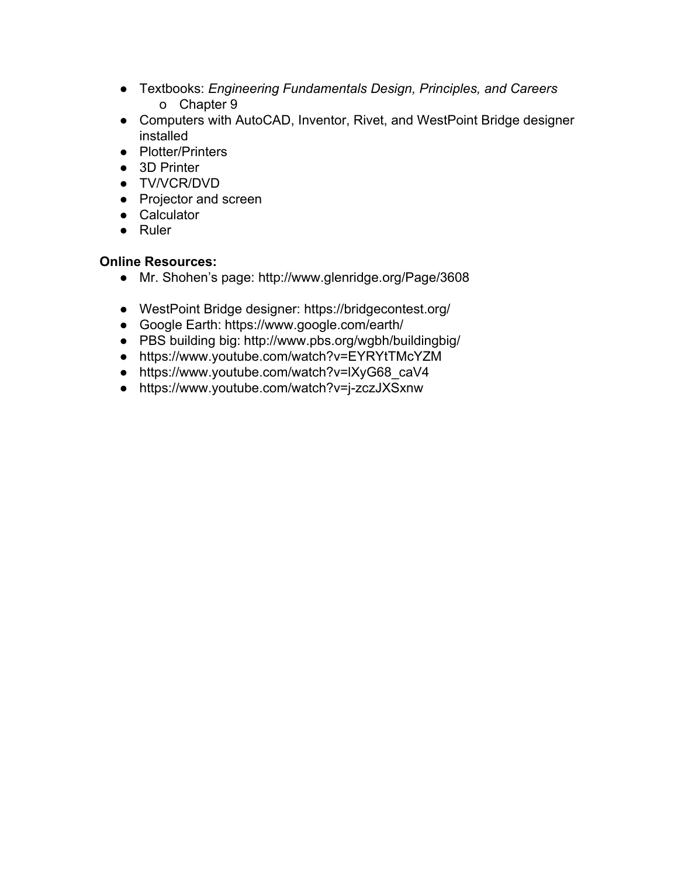- Textbooks: *Engineering Fundamentals Design, Principles, and Careers*
  - Chapter 9
- Computers with AutoCAD, Inventor, Rivet, and WestPoint Bridge designer installed
- Plotter/Printers
- 3D Printer
- TV/VCR/DVD
- Projector and screen
- Calculator
- Ruler

**Online Resources:**

- Mr. Shohen's page: http://www.glenridge.org/Page/3608

- WestPoint Bridge designer: https://bridgecontest.org/
- Google Earth: https://www.google.com/earth/
- PBS building big: http://www.pbs.org/wgbh/buildingbig/
- https://www.youtube.com/watch?v=EYRYtTMcYZM
- https://www.youtube.com/watch?v=lXyG68_caV4
- https://www.youtube.com/watch?v=j-zczJXSxnw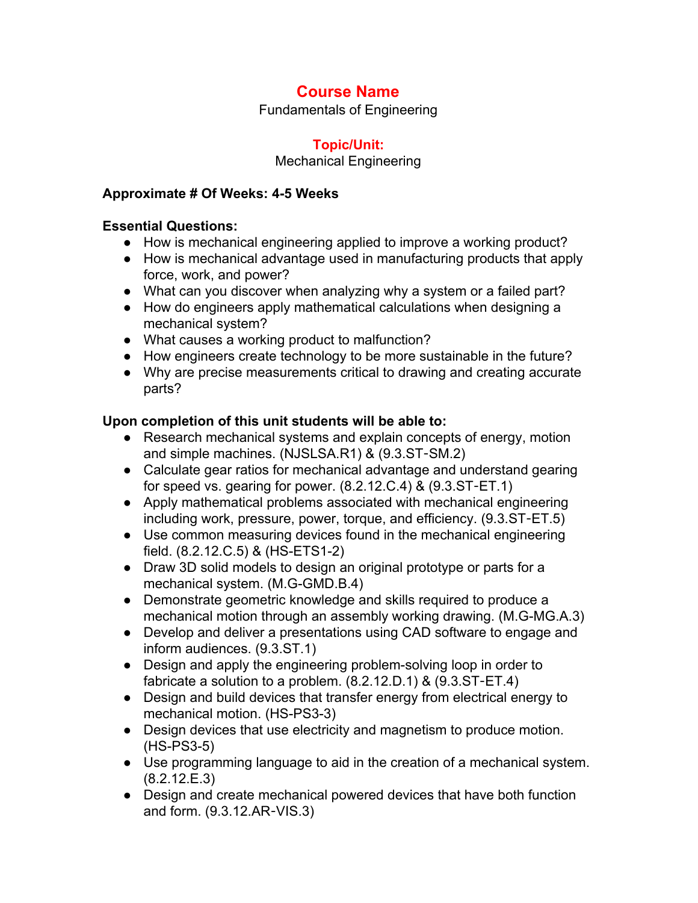## Course Name

Fundamentals of Engineering

### Topic/Unit:

Mechanical Engineering

**Approximate # Of Weeks: 4-5 Weeks**

**Essential Questions:**

- How is mechanical engineering applied to improve a working product?
- How is mechanical advantage used in manufacturing products that apply force, work, and power?
- What can you discover when analyzing why a system or a failed part?
- How do engineers apply mathematical calculations when designing a mechanical system?
- What causes a working product to malfunction?
- How engineers create technology to be more sustainable in the future?
- Why are precise measurements critical to drawing and creating accurate parts?

**Upon completion of this unit students will be able to:**

- Research mechanical systems and explain concepts of energy, motion and simple machines. (NJSLSA.R1) & (9.3.ST-SM.2)
- Calculate gear ratios for mechanical advantage and understand gearing for speed vs. gearing for power. (8.2.12.C.4) & (9.3.ST-ET.1)
- Apply mathematical problems associated with mechanical engineering including work, pressure, power, torque, and efficiency. (9.3.ST-ET.5)
- Use common measuring devices found in the mechanical engineering field. (8.2.12.C.5) & (HS-ETS1-2)
- Draw 3D solid models to design an original prototype or parts for a mechanical system. (M.G-GMD.B.4)
- Demonstrate geometric knowledge and skills required to produce a mechanical motion through an assembly working drawing. (M.G-MG.A.3)
- Develop and deliver a presentations using CAD software to engage and inform audiences. (9.3.ST.1)
- Design and apply the engineering problem-solving loop in order to fabricate a solution to a problem. (8.2.12.D.1) & (9.3.ST-ET.4)
- Design and build devices that transfer energy from electrical energy to mechanical motion. (HS-PS3-3)
- Design devices that use electricity and magnetism to produce motion. (HS-PS3-5)
- Use programming language to aid in the creation of a mechanical system. (8.2.12.E.3)
- Design and create mechanical powered devices that have both function and form. (9.3.12.AR-VIS.3)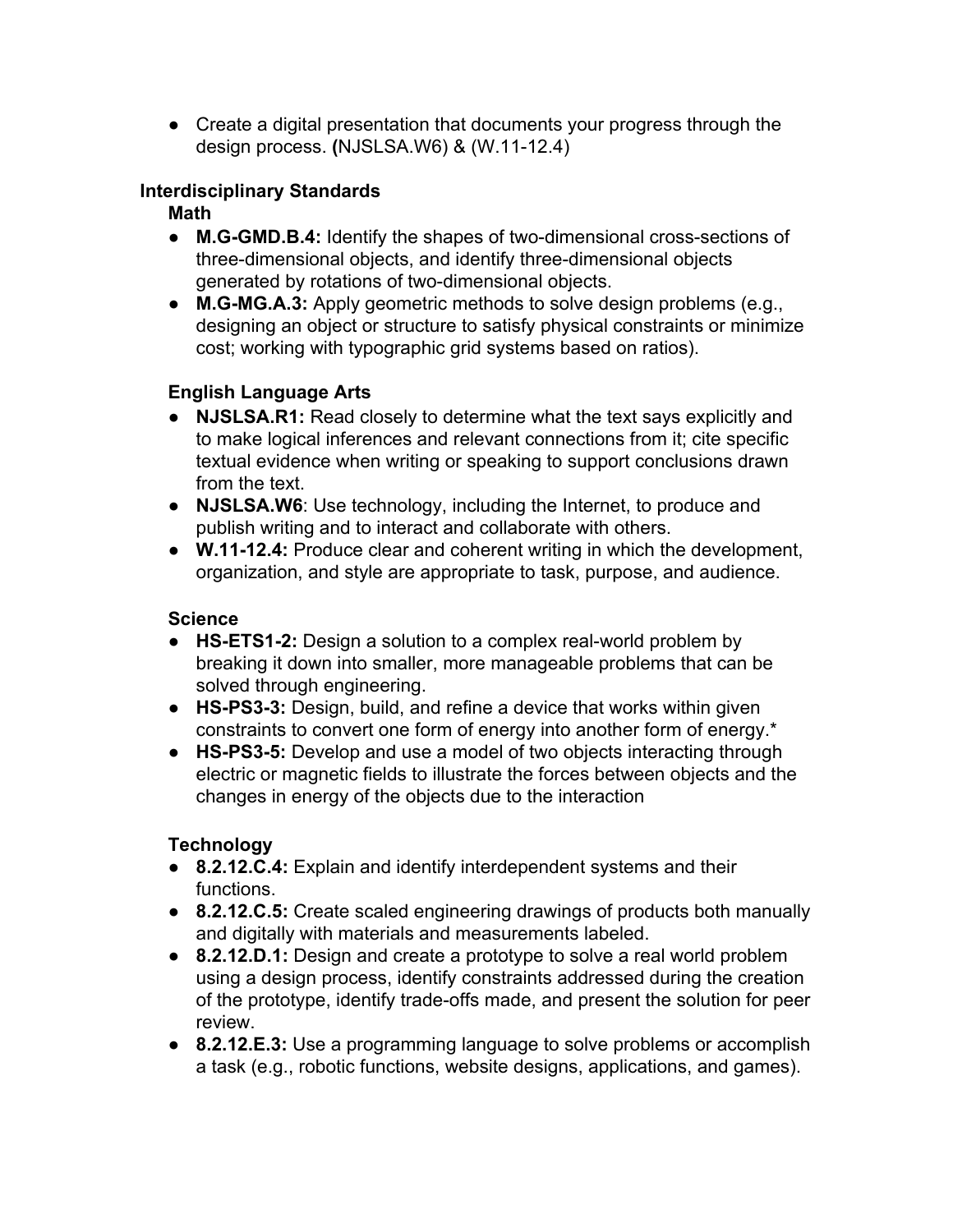- Create a digital presentation that documents your progress through the design process. **(**NJSLSA.W6) & (W.11-12.4)

**Interdisciplinary Standards**

**Math**

- **M.G-GMD.B.4:** Identify the shapes of two-dimensional cross-sections of three-dimensional objects, and identify three-dimensional objects generated by rotations of two-dimensional objects.
- **M.G-MG.A.3:** Apply geometric methods to solve design problems (e.g., designing an object or structure to satisfy physical constraints or minimize cost; working with typographic grid systems based on ratios).

**English Language Arts**

- **NJSLSA.R1:** Read closely to determine what the text says explicitly and to make logical inferences and relevant connections from it; cite specific textual evidence when writing or speaking to support conclusions drawn from the text.
- **NJSLSA.W6**: Use technology, including the Internet, to produce and publish writing and to interact and collaborate with others.
- **W.11-12.4:** Produce clear and coherent writing in which the development, organization, and style are appropriate to task, purpose, and audience.

**Science**

- **HS-ETS1-2:** Design a solution to a complex real-world problem by breaking it down into smaller, more manageable problems that can be solved through engineering.
- **HS-PS3-3:** Design, build, and refine a device that works within given constraints to convert one form of energy into another form of energy.*
- **HS-PS3-5:** Develop and use a model of two objects interacting through electric or magnetic fields to illustrate the forces between objects and the changes in energy of the objects due to the interaction

**Technology**

- **8.2.12.C.4:** Explain and identify interdependent systems and their functions.
- **8.2.12.C.5:** Create scaled engineering drawings of products both manually and digitally with materials and measurements labeled.
- **8.2.12.D.1:** Design and create a prototype to solve a real world problem using a design process, identify constraints addressed during the creation of the prototype, identify trade-offs made, and present the solution for peer review.
- **8.2.12.E.3:** Use a programming language to solve problems or accomplish a task (e.g., robotic functions, website designs, applications, and games).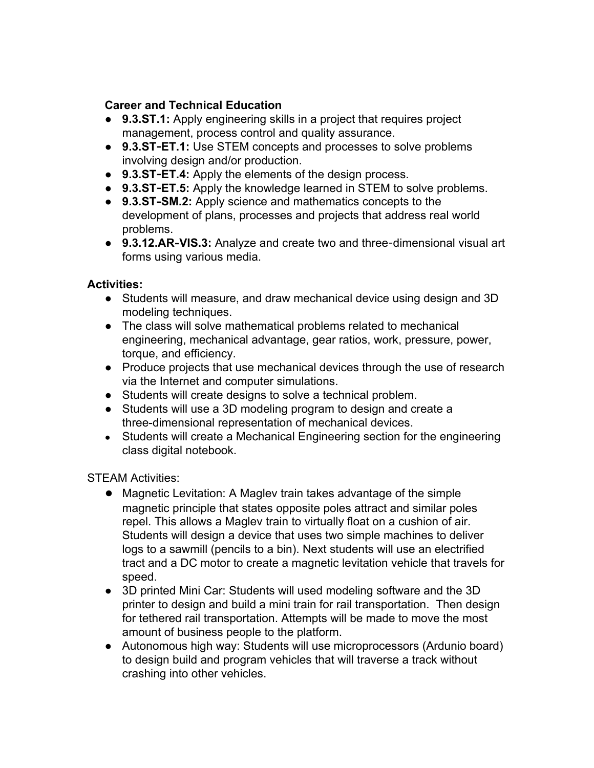**Career and Technical Education**

- **9.3.ST.1:** Apply engineering skills in a project that requires project management, process control and quality assurance.
- **9.3.ST-ET.1:** Use STEM concepts and processes to solve problems involving design and/or production.
- **9.3.ST-ET.4:** Apply the elements of the design process.
- **9.3.ST-ET.5:** Apply the knowledge learned in STEM to solve problems.
- **9.3.ST-SM.2:** Apply science and mathematics concepts to the development of plans, processes and projects that address real world problems.
- **9.3.12.AR-VIS.3:** Analyze and create two and three-dimensional visual art forms using various media.

**Activities:**

- Students will measure, and draw mechanical device using design and 3D modeling techniques.
- The class will solve mathematical problems related to mechanical engineering, mechanical advantage, gear ratios, work, pressure, power, torque, and efficiency.
- Produce projects that use mechanical devices through the use of research via the Internet and computer simulations.
- Students will create designs to solve a technical problem.
- Students will use a 3D modeling program to design and create a three-dimensional representation of mechanical devices.
- Students will create a Mechanical Engineering section for the engineering class digital notebook.

STEAM Activities:

- Magnetic Levitation: A Maglev train takes advantage of the simple magnetic principle that states opposite poles attract and similar poles repel. This allows a Maglev train to virtually float on a cushion of air. Students will design a device that uses two simple machines to deliver logs to a sawmill (pencils to a bin). Next students will use an electrified tract and a DC motor to create a magnetic levitation vehicle that travels for speed.
- 3D printed Mini Car: Students will used modeling software and the 3D printer to design and build a mini train for rail transportation. Then design for tethered rail transportation. Attempts will be made to move the most amount of business people to the platform.
- Autonomous high way: Students will use microprocessors (Ardunio board) to design build and program vehicles that will traverse a track without crashing into other vehicles.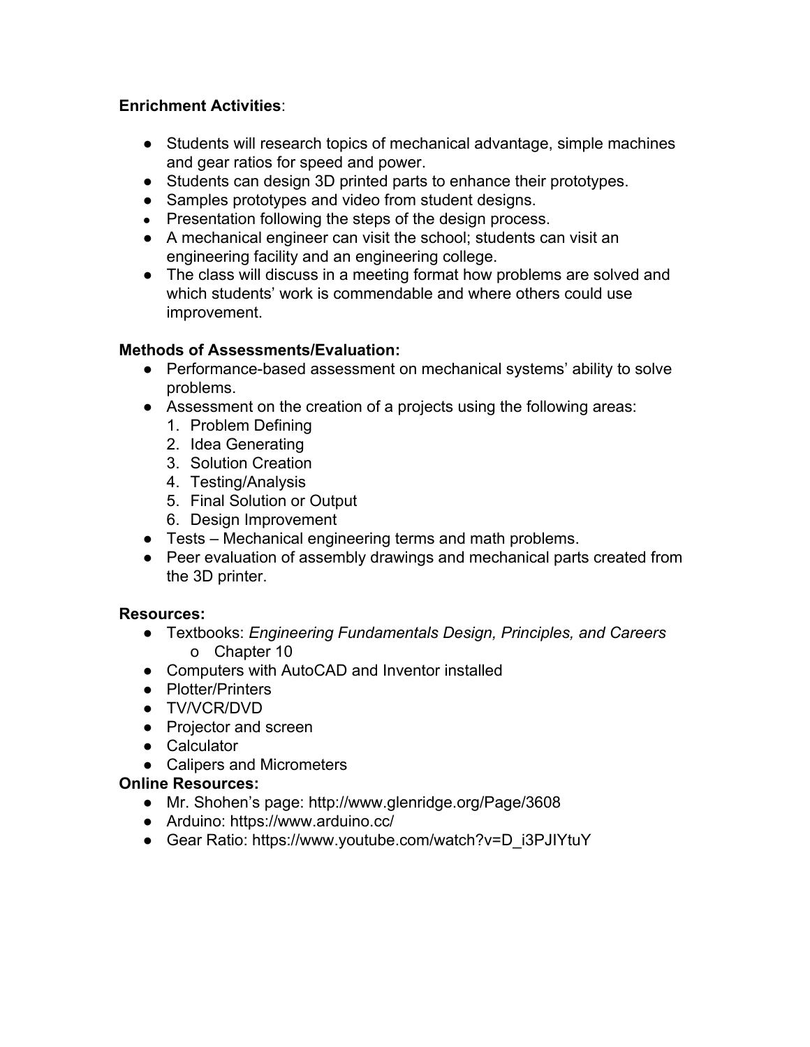**Enrichment Activities**:

- Students will research topics of mechanical advantage, simple machines and gear ratios for speed and power.
- Students can design 3D printed parts to enhance their prototypes.
- Samples prototypes and video from student designs.
- Presentation following the steps of the design process.
- A mechanical engineer can visit the school; students can visit an engineering facility and an engineering college.
- The class will discuss in a meeting format how problems are solved and which students' work is commendable and where others could use improvement.

**Methods of Assessments/Evaluation:**

- Performance-based assessment on mechanical systems' ability to solve problems.
- Assessment on the creation of a projects using the following areas:
  1. Problem Defining
  2. Idea Generating
  3. Solution Creation
  4. Testing/Analysis
  5. Final Solution or Output
  6. Design Improvement
- Tests – Mechanical engineering terms and math problems.
- Peer evaluation of assembly drawings and mechanical parts created from the 3D printer.

**Resources:**

- Textbooks: *Engineering Fundamentals Design, Principles, and Careers*
  - Chapter 10
- Computers with AutoCAD and Inventor installed
- Plotter/Printers
- TV/VCR/DVD
- Projector and screen
- Calculator
- Calipers and Micrometers

**Online Resources:**

- Mr. Shohen's page: http://www.glenridge.org/Page/3608
- Arduino: https://www.arduino.cc/
- Gear Ratio: https://www.youtube.com/watch?v=D_i3PJIYtuY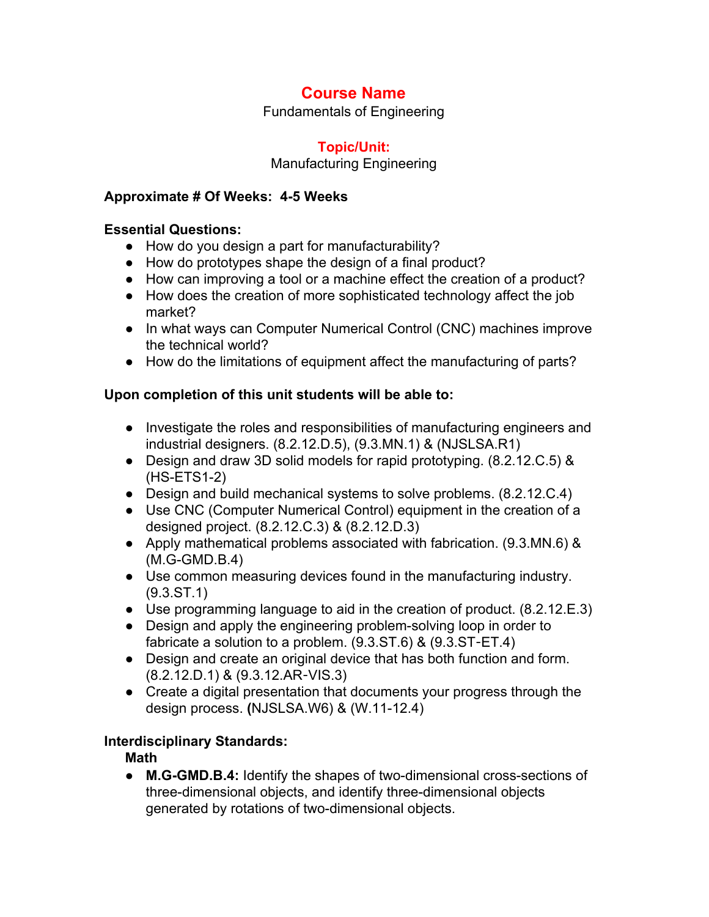# Course Name

Fundamentals of Engineering

## Topic/Unit:

Manufacturing Engineering

**Approximate # Of Weeks: 4-5 Weeks**

**Essential Questions:**

- How do you design a part for manufacturability?
- How do prototypes shape the design of a final product?
- How can improving a tool or a machine effect the creation of a product?
- How does the creation of more sophisticated technology affect the job market?
- In what ways can Computer Numerical Control (CNC) machines improve the technical world?
- How do the limitations of equipment affect the manufacturing of parts?

**Upon completion of this unit students will be able to:**

- Investigate the roles and responsibilities of manufacturing engineers and industrial designers. (8.2.12.D.5), (9.3.MN.1) & (NJSLSA.R1)
- Design and draw 3D solid models for rapid prototyping. (8.2.12.C.5) & (HS-ETS1-2)
- Design and build mechanical systems to solve problems. (8.2.12.C.4)
- Use CNC (Computer Numerical Control) equipment in the creation of a designed project. (8.2.12.C.3) & (8.2.12.D.3)
- Apply mathematical problems associated with fabrication. (9.3.MN.6) & (M.G-GMD.B.4)
- Use common measuring devices found in the manufacturing industry. (9.3.ST.1)
- Use programming language to aid in the creation of product. (8.2.12.E.3)
- Design and apply the engineering problem-solving loop in order to fabricate a solution to a problem. (9.3.ST.6) & (9.3.ST-ET.4)
- Design and create an original device that has both function and form. (8.2.12.D.1) & (9.3.12.AR-VIS.3)
- Create a digital presentation that documents your progress through the design process. **(**NJSLSA.W6) & (W.11-12.4)

**Interdisciplinary Standards:**

**Math**

- **M.G-GMD.B.4:** Identify the shapes of two-dimensional cross-sections of three-dimensional objects, and identify three-dimensional objects generated by rotations of two-dimensional objects.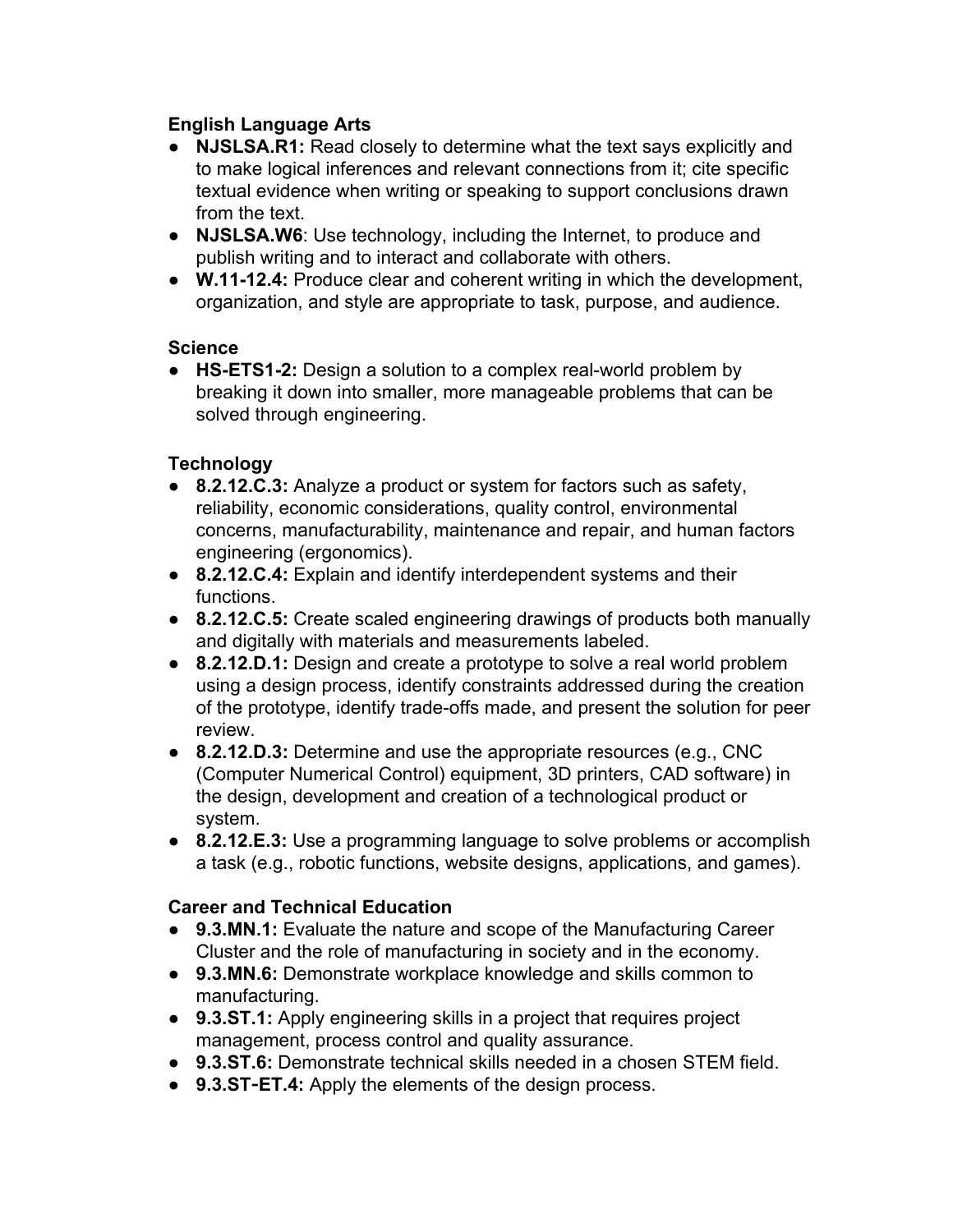**English Language Arts**

- **NJSLSA.R1:** Read closely to determine what the text says explicitly and to make logical inferences and relevant connections from it; cite specific textual evidence when writing or speaking to support conclusions drawn from the text.
- **NJSLSA.W6**: Use technology, including the Internet, to produce and publish writing and to interact and collaborate with others.
- **W.11-12.4:** Produce clear and coherent writing in which the development, organization, and style are appropriate to task, purpose, and audience.

**Science**

- **HS-ETS1-2:** Design a solution to a complex real-world problem by breaking it down into smaller, more manageable problems that can be solved through engineering.

**Technology**

- **8.2.12.C.3:** Analyze a product or system for factors such as safety, reliability, economic considerations, quality control, environmental concerns, manufacturability, maintenance and repair, and human factors engineering (ergonomics).
- **8.2.12.C.4:** Explain and identify interdependent systems and their functions.
- **8.2.12.C.5:** Create scaled engineering drawings of products both manually and digitally with materials and measurements labeled.
- **8.2.12.D.1:** Design and create a prototype to solve a real world problem using a design process, identify constraints addressed during the creation of the prototype, identify trade-offs made, and present the solution for peer review.
- **8.2.12.D.3:** Determine and use the appropriate resources (e.g., CNC (Computer Numerical Control) equipment, 3D printers, CAD software) in the design, development and creation of a technological product or system.
- **8.2.12.E.3:** Use a programming language to solve problems or accomplish a task (e.g., robotic functions, website designs, applications, and games).

**Career and Technical Education**

- **9.3.MN.1:** Evaluate the nature and scope of the Manufacturing Career Cluster and the role of manufacturing in society and in the economy.
- **9.3.MN.6:** Demonstrate workplace knowledge and skills common to manufacturing.
- **9.3.ST.1:** Apply engineering skills in a project that requires project management, process control and quality assurance.
- **9.3.ST.6:** Demonstrate technical skills needed in a chosen STEM field.
- **9.3.ST-ET.4:** Apply the elements of the design process.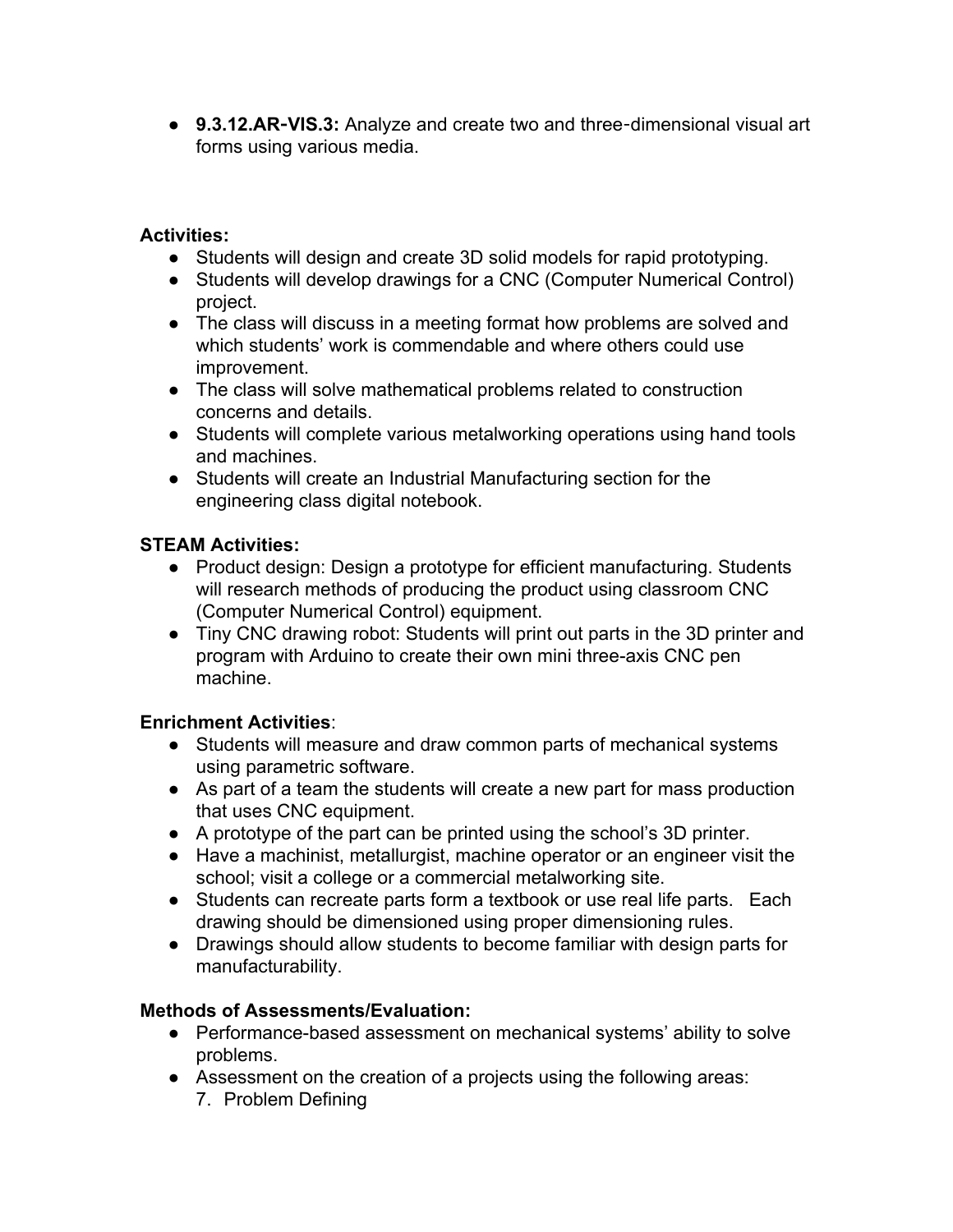- **9.3.12.AR-VIS.3:** Analyze and create two and three-dimensional visual art forms using various media.

**Activities:**

- Students will design and create 3D solid models for rapid prototyping.
- Students will develop drawings for a CNC (Computer Numerical Control) project.
- The class will discuss in a meeting format how problems are solved and which students' work is commendable and where others could use improvement.
- The class will solve mathematical problems related to construction concerns and details.
- Students will complete various metalworking operations using hand tools and machines.
- Students will create an Industrial Manufacturing section for the engineering class digital notebook.

**STEAM Activities:**

- Product design: Design a prototype for efficient manufacturing. Students will research methods of producing the product using classroom CNC (Computer Numerical Control) equipment.
- Tiny CNC drawing robot: Students will print out parts in the 3D printer and program with Arduino to create their own mini three-axis CNC pen machine.

**Enrichment Activities**:

- Students will measure and draw common parts of mechanical systems using parametric software.
- As part of a team the students will create a new part for mass production that uses CNC equipment.
- A prototype of the part can be printed using the school's 3D printer.
- Have a machinist, metallurgist, machine operator or an engineer visit the school; visit a college or a commercial metalworking site.
- Students can recreate parts form a textbook or use real life parts. Each drawing should be dimensioned using proper dimensioning rules.
- Drawings should allow students to become familiar with design parts for manufacturability.

**Methods of Assessments/Evaluation:**

- Performance-based assessment on mechanical systems' ability to solve problems.
- Assessment on the creation of a projects using the following areas:
  7. Problem Defining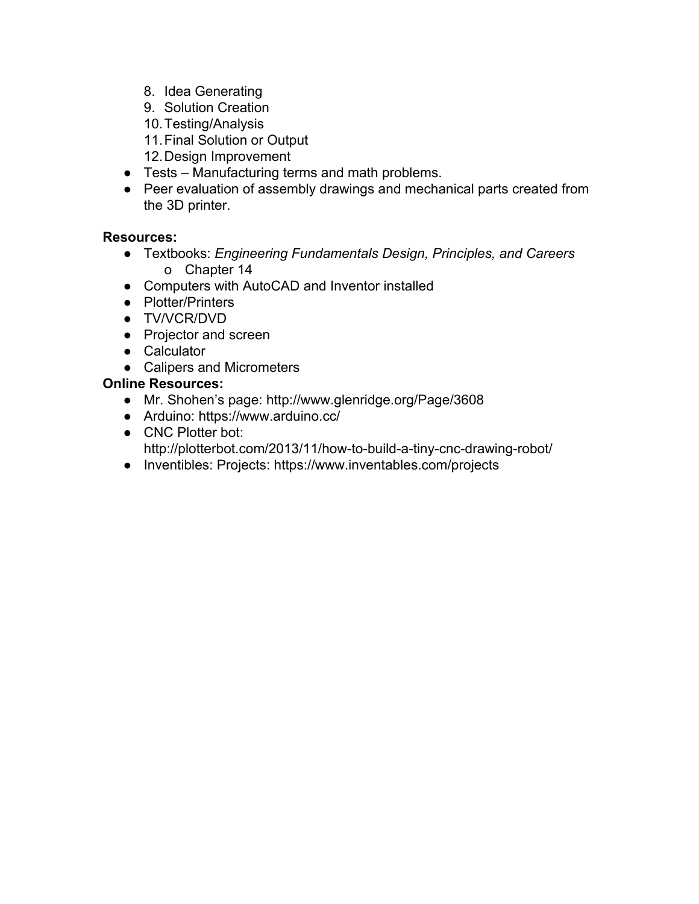8. Idea Generating
9. Solution Creation
10. Testing/Analysis
11. Final Solution or Output
12. Design Improvement

- Tests – Manufacturing terms and math problems.
- Peer evaluation of assembly drawings and mechanical parts created from the 3D printer.

**Resources:**

- Textbooks: *Engineering Fundamentals Design, Principles, and Careers*
    - o Chapter 14
- Computers with AutoCAD and Inventor installed
- Plotter/Printers
- TV/VCR/DVD
- Projector and screen
- Calculator
- Calipers and Micrometers

**Online Resources:**

- Mr. Shohen's page: http://www.glenridge.org/Page/3608
- Arduino: https://www.arduino.cc/
- CNC Plotter bot: http://plotterbot.com/2013/11/how-to-build-a-tiny-cnc-drawing-robot/
- Inventibles: Projects: https://www.inventables.com/projects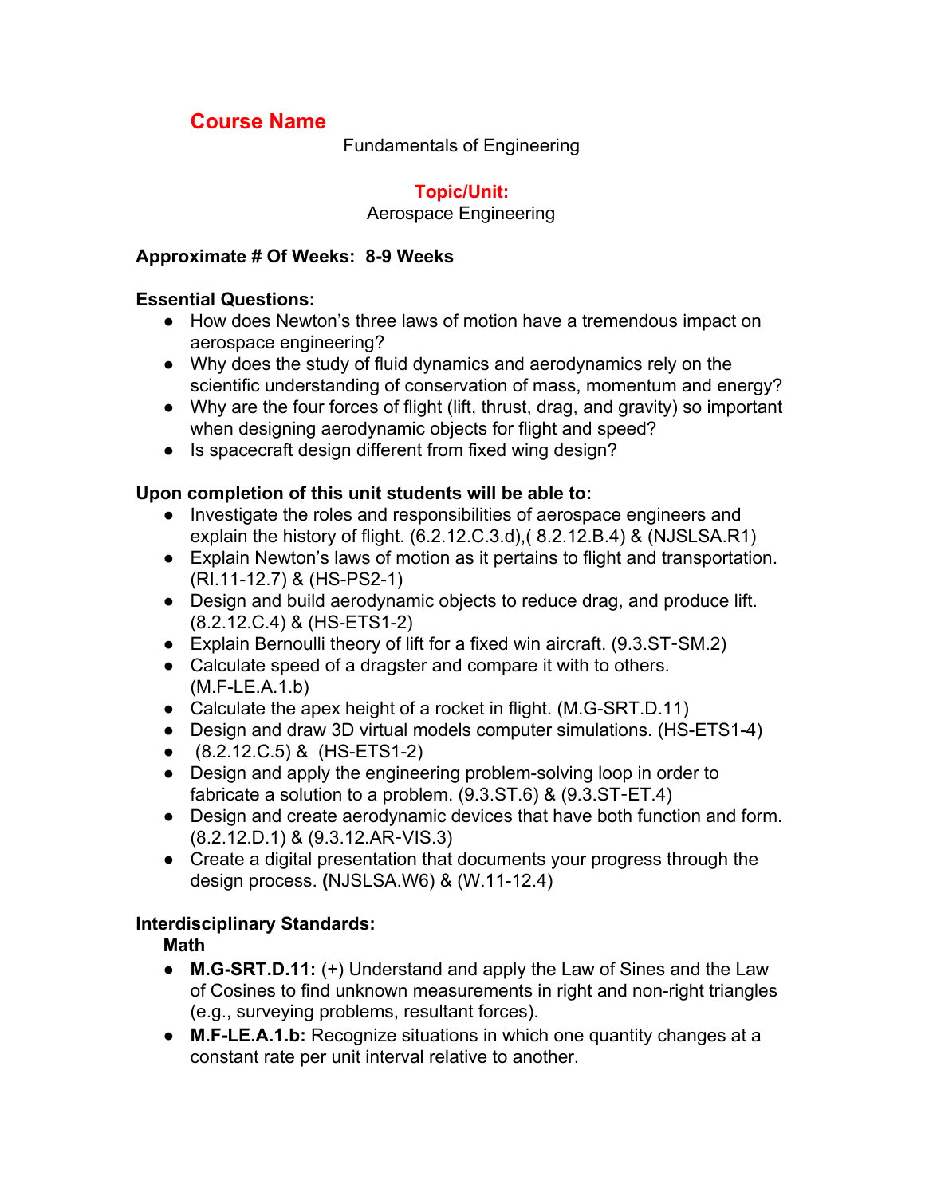## Course Name

Fundamentals of Engineering

### Topic/Unit:

Aerospace Engineering

**Approximate # Of Weeks: 8-9 Weeks**

**Essential Questions:**

- How does Newton's three laws of motion have a tremendous impact on aerospace engineering?
- Why does the study of fluid dynamics and aerodynamics rely on the scientific understanding of conservation of mass, momentum and energy?
- Why are the four forces of flight (lift, thrust, drag, and gravity) so important when designing aerodynamic objects for flight and speed?
- Is spacecraft design different from fixed wing design?

**Upon completion of this unit students will be able to:**

- Investigate the roles and responsibilities of aerospace engineers and explain the history of flight. (6.2.12.C.3.d),( 8.2.12.B.4) & (NJSLSA.R1)
- Explain Newton's laws of motion as it pertains to flight and transportation. (RI.11-12.7) & (HS-PS2-1)
- Design and build aerodynamic objects to reduce drag, and produce lift. (8.2.12.C.4) & (HS-ETS1-2)
- Explain Bernoulli theory of lift for a fixed win aircraft. (9.3.ST-SM.2)
- Calculate speed of a dragster and compare it with to others. (M.F-LE.A.1.b)
- Calculate the apex height of a rocket in flight. (M.G-SRT.D.11)
- Design and draw 3D virtual models computer simulations. (HS-ETS1-4)
- (8.2.12.C.5) & (HS-ETS1-2)
- Design and apply the engineering problem-solving loop in order to fabricate a solution to a problem. (9.3.ST.6) & (9.3.ST-ET.4)
- Design and create aerodynamic devices that have both function and form. (8.2.12.D.1) & (9.3.12.AR-VIS.3)
- Create a digital presentation that documents your progress through the design process. **(**NJSLSA.W6) & (W.11-12.4)

**Interdisciplinary Standards:**

**Math**

- **M.G-SRT.D.11:** (+) Understand and apply the Law of Sines and the Law of Cosines to find unknown measurements in right and non-right triangles (e.g., surveying problems, resultant forces).
- **M.F-LE.A.1.b:** Recognize situations in which one quantity changes at a constant rate per unit interval relative to another.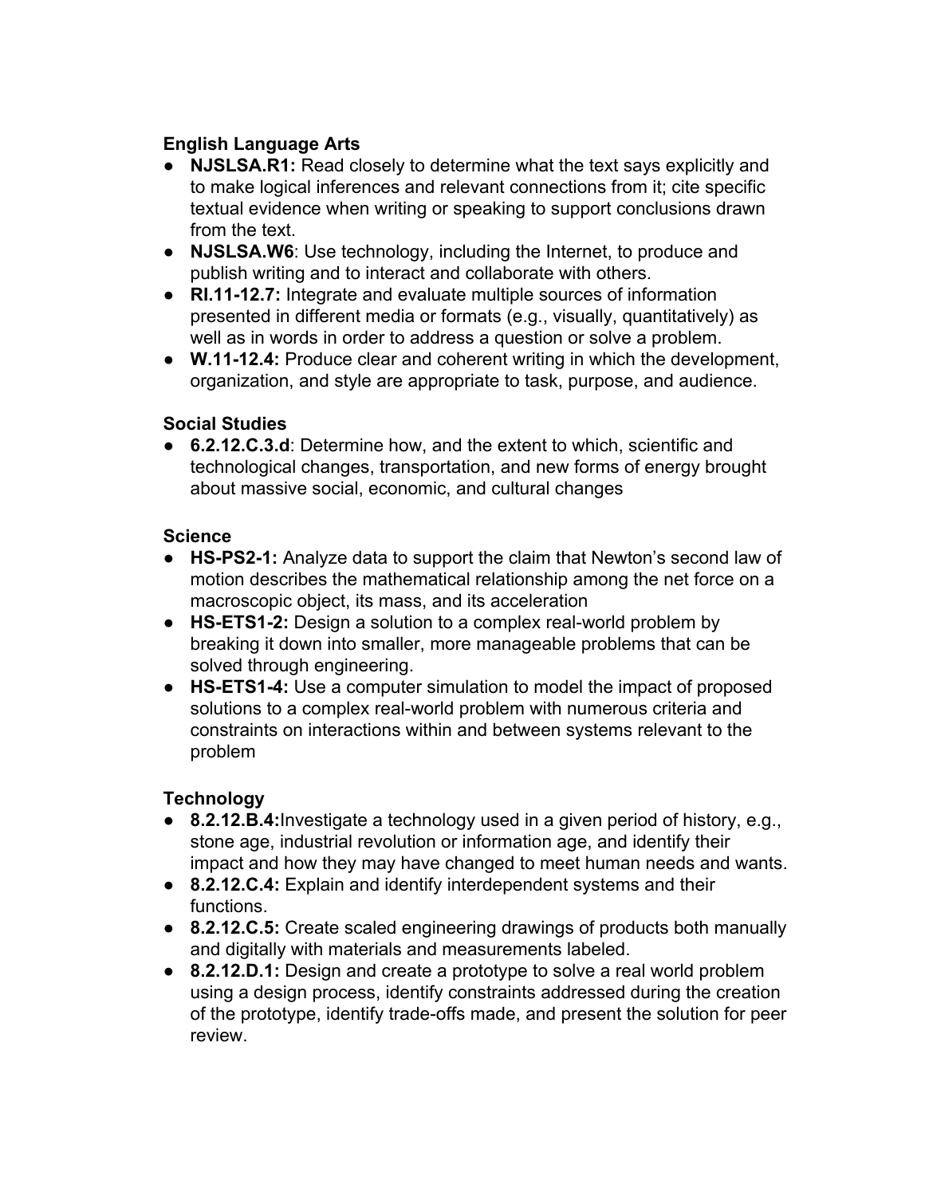**English Language Arts**

- **NJSLSA.R1:** Read closely to determine what the text says explicitly and to make logical inferences and relevant connections from it; cite specific textual evidence when writing or speaking to support conclusions drawn from the text.
- **NJSLSA.W6**: Use technology, including the Internet, to produce and publish writing and to interact and collaborate with others.
- **RI.11-12.7:** Integrate and evaluate multiple sources of information presented in different media or formats (e.g., visually, quantitatively) as well as in words in order to address a question or solve a problem.
- **W.11-12.4:** Produce clear and coherent writing in which the development, organization, and style are appropriate to task, purpose, and audience.

**Social Studies**

- **6.2.12.C.3.d**: Determine how, and the extent to which, scientific and technological changes, transportation, and new forms of energy brought about massive social, economic, and cultural changes

**Science**

- **HS-PS2-1:** Analyze data to support the claim that Newton's second law of motion describes the mathematical relationship among the net force on a macroscopic object, its mass, and its acceleration
- **HS-ETS1-2:** Design a solution to a complex real-world problem by breaking it down into smaller, more manageable problems that can be solved through engineering.
- **HS-ETS1-4:** Use a computer simulation to model the impact of proposed solutions to a complex real-world problem with numerous criteria and constraints on interactions within and between systems relevant to the problem

**Technology**

- **8.2.12.B.4:**Investigate a technology used in a given period of history, e.g., stone age, industrial revolution or information age, and identify their impact and how they may have changed to meet human needs and wants.
- **8.2.12.C.4:** Explain and identify interdependent systems and their functions.
- **8.2.12.C.5:** Create scaled engineering drawings of products both manually and digitally with materials and measurements labeled.
- **8.2.12.D.1:** Design and create a prototype to solve a real world problem using a design process, identify constraints addressed during the creation of the prototype, identify trade-offs made, and present the solution for peer review.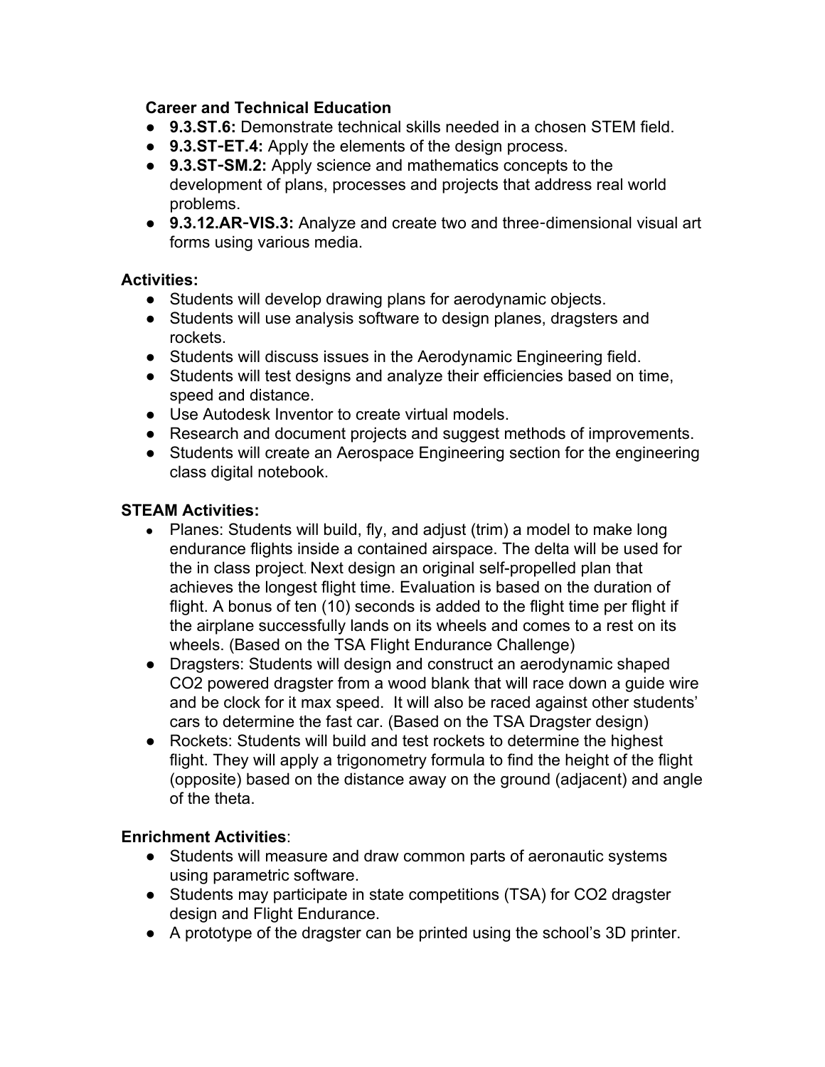**Career and Technical Education**

- **9.3.ST.6:** Demonstrate technical skills needed in a chosen STEM field.
- **9.3.ST-ET.4:** Apply the elements of the design process.
- **9.3.ST-SM.2:** Apply science and mathematics concepts to the development of plans, processes and projects that address real world problems.
- **9.3.12.AR-VIS.3:** Analyze and create two and three-dimensional visual art forms using various media.

**Activities:**

- Students will develop drawing plans for aerodynamic objects.
- Students will use analysis software to design planes, dragsters and rockets.
- Students will discuss issues in the Aerodynamic Engineering field.
- Students will test designs and analyze their efficiencies based on time, speed and distance.
- Use Autodesk Inventor to create virtual models.
- Research and document projects and suggest methods of improvements.
- Students will create an Aerospace Engineering section for the engineering class digital notebook.

**STEAM Activities:**

- Planes: Students will build, fly, and adjust (trim) a model to make long endurance flights inside a contained airspace. The delta will be used for the in class project. Next design an original self-propelled plan that achieves the longest flight time. Evaluation is based on the duration of flight. A bonus of ten (10) seconds is added to the flight time per flight if the airplane successfully lands on its wheels and comes to a rest on its wheels. (Based on the TSA Flight Endurance Challenge)
- Dragsters: Students will design and construct an aerodynamic shaped $CO_2$ powered dragster from a wood blank that will race down a guide wire and be clock for it max speed. It will also be raced against other students' cars to determine the fast car. (Based on the TSA Dragster design)
- Rockets: Students will build and test rockets to determine the highest flight. They will apply a trigonometry formula to find the height of the flight (opposite) based on the distance away on the ground (adjacent) and angle of the theta.

**Enrichment Activities**:

- Students will measure and draw common parts of aeronautic systems using parametric software.
- Students may participate in state competitions (TSA) for $CO_2$ dragster design and Flight Endurance.
- A prototype of the dragster can be printed using the school's 3D printer.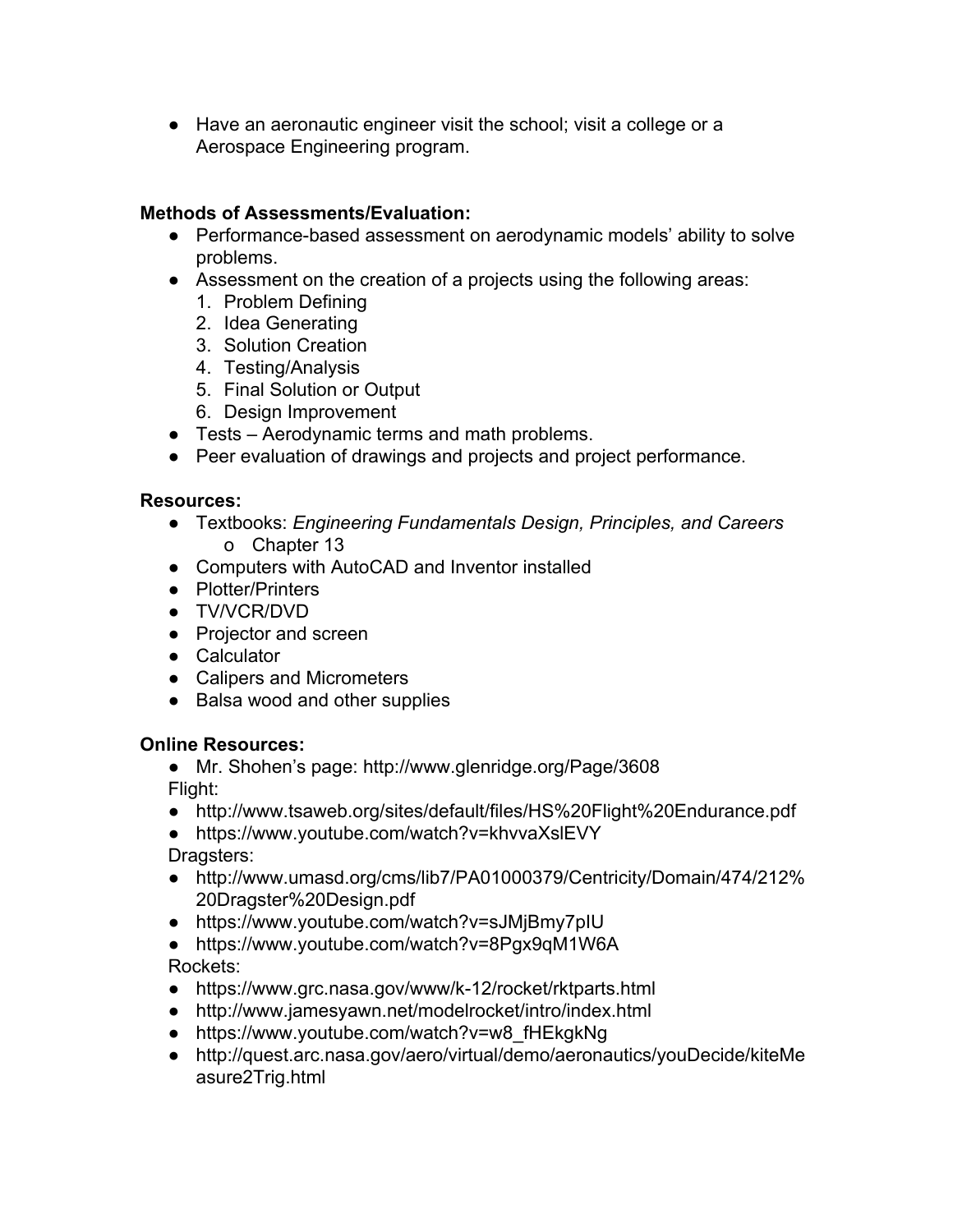- Have an aeronautic engineer visit the school; visit a college or a Aerospace Engineering program.

**Methods of Assessments/Evaluation:**

- Performance-based assessment on aerodynamic models' ability to solve problems.
- Assessment on the creation of a projects using the following areas:
  1. Problem Defining
  2. Idea Generating
  3. Solution Creation
  4. Testing/Analysis
  5. Final Solution or Output
  6. Design Improvement
- Tests – Aerodynamic terms and math problems.
- Peer evaluation of drawings and projects and project performance.

**Resources:**

- Textbooks: *Engineering Fundamentals Design, Principles, and Careers*
  - o Chapter 13
- Computers with AutoCAD and Inventor installed
- Plotter/Printers
- TV/VCR/DVD
- Projector and screen
- Calculator
- Calipers and Micrometers
- Balsa wood and other supplies

**Online Resources:**

- Mr. Shohen's page: http://www.glenridge.org/Page/3608

Flight:

- http://www.tsaweb.org/sites/default/files/HS%20Flight%20Endurance.pdf
- https://www.youtube.com/watch?v=khvvaXslEVY

Dragsters:

- http://www.umasd.org/cms/lib7/PA01000379/Centricity/Domain/474/212%20Dragster%20Design.pdf
- https://www.youtube.com/watch?v=sJMjBmy7pIU
- https://www.youtube.com/watch?v=8Pgx9qM1W6A

Rockets:

- https://www.grc.nasa.gov/www/k-12/rocket/rktparts.html
- http://www.jamesyawn.net/modelrocket/intro/index.html
- https://www.youtube.com/watch?v=w8_fHEkgkNg
- http://quest.arc.nasa.gov/aero/virtual/demo/aeronautics/youDecide/kiteMeasure2Trig.html